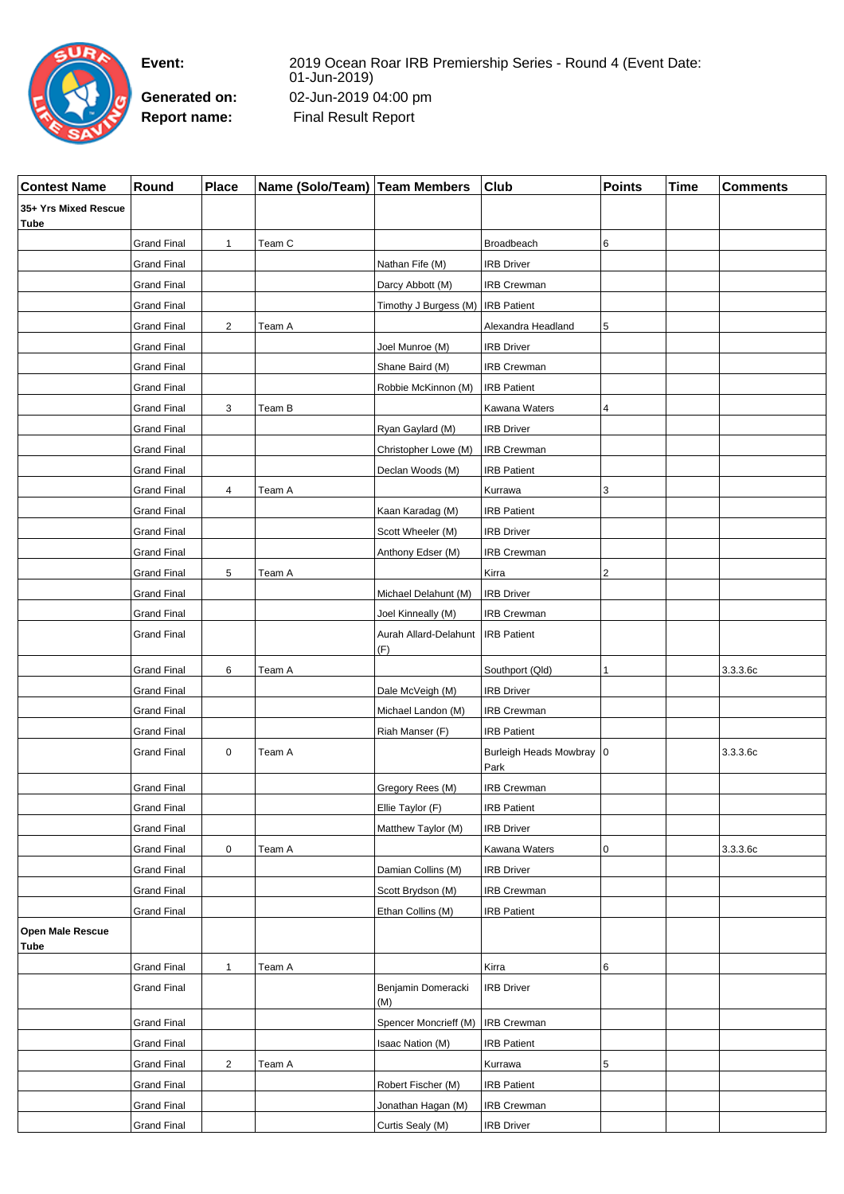**Event:** 2019 Ocean Roar IRB Premiership Series - Round 4 (Event Date: 01-Jun-2019)

**Generated on:** 02-Jun-2019 04:00 pm

**Report name:** Final Result Report

| Contest Name | Round | Place | Name (Solo/Team) | Team Members | Club | Points | Time | Comments |
|---|---|---|---|---|---|---|---|---|
| **35+ Yrs Mixed Rescue Tube** | | | | | | | | |
| | Grand Final | 1 | Team C | | Broadbeach | 6 | | |
| | Grand Final | | | Nathan Fife (M) | IRB Driver | | | |
| | Grand Final | | | Darcy Abbott (M) | IRB Crewman | | | |
| | Grand Final | | | Timothy J Burgess (M) | IRB Patient | | | |
| | Grand Final | 2 | Team A | | Alexandra Headland | 5 | | |
| | Grand Final | | | Joel Munroe (M) | IRB Driver | | | |
| | Grand Final | | | Shane Baird (M) | IRB Crewman | | | |
| | Grand Final | | | Robbie McKinnon (M) | IRB Patient | | | |
| | Grand Final | 3 | Team B | | Kawana Waters | 4 | | |
| | Grand Final | | | Ryan Gaylard (M) | IRB Driver | | | |
| | Grand Final | | | Christopher Lowe (M) | IRB Crewman | | | |
| | Grand Final | | | Declan Woods (M) | IRB Patient | | | |
| | Grand Final | 4 | Team A | | Kurrawa | 3 | | |
| | Grand Final | | | Kaan Karadag (M) | IRB Patient | | | |
| | Grand Final | | | Scott Wheeler (M) | IRB Driver | | | |
| | Grand Final | | | Anthony Edser (M) | IRB Crewman | | | |
| | Grand Final | 5 | Team A | | Kirra | 2 | | |
| | Grand Final | | | Michael Delahunt (M) | IRB Driver | | | |
| | Grand Final | | | Joel Kinneally (M) | IRB Crewman | | | |
| | Grand Final | | | Aurah Allard-Delahunt (F) | IRB Patient | | | |
| | Grand Final | 6 | Team A | | Southport (Qld) | 1 | | 3.3.3.6c |
| | Grand Final | | | Dale McVeigh (M) | IRB Driver | | | |
| | Grand Final | | | Michael Landon (M) | IRB Crewman | | | |
| | Grand Final | | | Riah Manser (F) | IRB Patient | | | |
| | Grand Final | 0 | Team A | | Burleigh Heads Mowbray Park | 0 | | 3.3.3.6c |
| | Grand Final | | | Gregory Rees (M) | IRB Crewman | | | |
| | Grand Final | | | Ellie Taylor (F) | IRB Patient | | | |
| | Grand Final | | | Matthew Taylor (M) | IRB Driver | | | |
| | Grand Final | 0 | Team A | | Kawana Waters | 0 | | 3.3.3.6c |
| | Grand Final | | | Damian Collins (M) | IRB Driver | | | |
| | Grand Final | | | Scott Brydson (M) | IRB Crewman | | | |
| | Grand Final | | | Ethan Collins (M) | IRB Patient | | | |
| **Open Male Rescue Tube** | | | | | | | | |
| | Grand Final | 1 | Team A | | Kirra | 6 | | |
| | Grand Final | | | Benjamin Domeracki (M) | IRB Driver | | | |
| | Grand Final | | | Spencer Moncrieff (M) | IRB Crewman | | | |
| | Grand Final | | | Isaac Nation (M) | IRB Patient | | | |
| | Grand Final | 2 | Team A | | Kurrawa | 5 | | |
| | Grand Final | | | Robert Fischer (M) | IRB Patient | | | |
| | Grand Final | | | Jonathan Hagan (M) | IRB Crewman | | | |
| | Grand Final | | | Curtis Sealy (M) | IRB Driver | | | |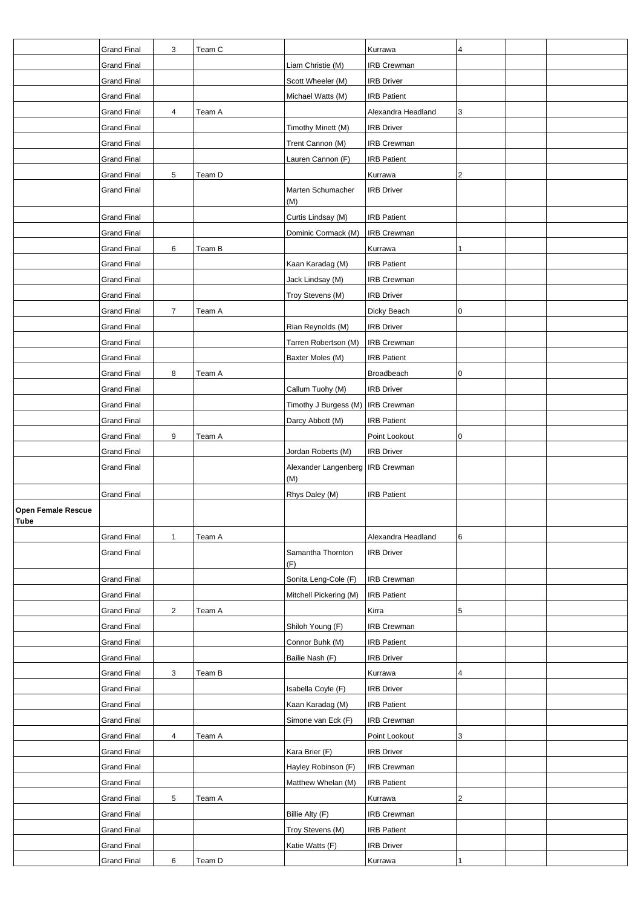| | | | | | | | | |
|---|---|---|---|---|---|---|---|---|
| | Grand Final | 3 | Team C | | Kurrawa | 4 | | |
| | Grand Final | | | Liam Christie (M) | IRB Crewman | | | |
| | Grand Final | | | Scott Wheeler (M) | IRB Driver | | | |
| | Grand Final | | | Michael Watts (M) | IRB Patient | | | |
| | Grand Final | 4 | Team A | | Alexandra Headland | 3 | | |
| | Grand Final | | | Timothy Minett (M) | IRB Driver | | | |
| | Grand Final | | | Trent Cannon (M) | IRB Crewman | | | |
| | Grand Final | | | Lauren Cannon (F) | IRB Patient | | | |
| | Grand Final | 5 | Team D | | Kurrawa | 2 | | |
| | Grand Final | | | Marten Schumacher (M) | IRB Driver | | | |
| | Grand Final | | | Curtis Lindsay (M) | IRB Patient | | | |
| | Grand Final | | | Dominic Cormack (M) | IRB Crewman | | | |
| | Grand Final | 6 | Team B | | Kurrawa | 1 | | |
| | Grand Final | | | Kaan Karadag (M) | IRB Patient | | | |
| | Grand Final | | | Jack Lindsay (M) | IRB Crewman | | | |
| | Grand Final | | | Troy Stevens (M) | IRB Driver | | | |
| | Grand Final | 7 | Team A | | Dicky Beach | 0 | | |
| | Grand Final | | | Rian Reynolds (M) | IRB Driver | | | |
| | Grand Final | | | Tarren Robertson (M) | IRB Crewman | | | |
| | Grand Final | | | Baxter Moles (M) | IRB Patient | | | |
| | Grand Final | 8 | Team A | | Broadbeach | 0 | | |
| | Grand Final | | | Callum Tuohy (M) | IRB Driver | | | |
| | Grand Final | | | Timothy J Burgess (M) | IRB Crewman | | | |
| | Grand Final | | | Darcy Abbott (M) | IRB Patient | | | |
| | Grand Final | 9 | Team A | | Point Lookout | 0 | | |
| | Grand Final | | | Jordan Roberts (M) | IRB Driver | | | |
| | Grand Final | | | Alexander Langenberg (M) | IRB Crewman | | | |
| | Grand Final | | | Rhys Daley (M) | IRB Patient | | | |
| **Open Female Rescue Tube** | | | | | | | | |
| | Grand Final | 1 | Team A | | Alexandra Headland | 6 | | |
| | Grand Final | | | Samantha Thornton (F) | IRB Driver | | | |
| | Grand Final | | | Sonita Leng-Cole (F) | IRB Crewman | | | |
| | Grand Final | | | Mitchell Pickering (M) | IRB Patient | | | |
| | Grand Final | 2 | Team A | | Kirra | 5 | | |
| | Grand Final | | | Shiloh Young (F) | IRB Crewman | | | |
| | Grand Final | | | Connor Buhk (M) | IRB Patient | | | |
| | Grand Final | | | Bailie Nash (F) | IRB Driver | | | |
| | Grand Final | 3 | Team B | | Kurrawa | 4 | | |
| | Grand Final | | | Isabella Coyle (F) | IRB Driver | | | |
| | Grand Final | | | Kaan Karadag (M) | IRB Patient | | | |
| | Grand Final | | | Simone van Eck (F) | IRB Crewman | | | |
| | Grand Final | 4 | Team A | | Point Lookout | 3 | | |
| | Grand Final | | | Kara Brier (F) | IRB Driver | | | |
| | Grand Final | | | Hayley Robinson (F) | IRB Crewman | | | |
| | Grand Final | | | Matthew Whelan (M) | IRB Patient | | | |
| | Grand Final | 5 | Team A | | Kurrawa | 2 | | |
| | Grand Final | | | Billie Alty (F) | IRB Crewman | | | |
| | Grand Final | | | Troy Stevens (M) | IRB Patient | | | |
| | Grand Final | | | Katie Watts (F) | IRB Driver | | | |
| | Grand Final | 6 | Team D | | Kurrawa | 1 | | |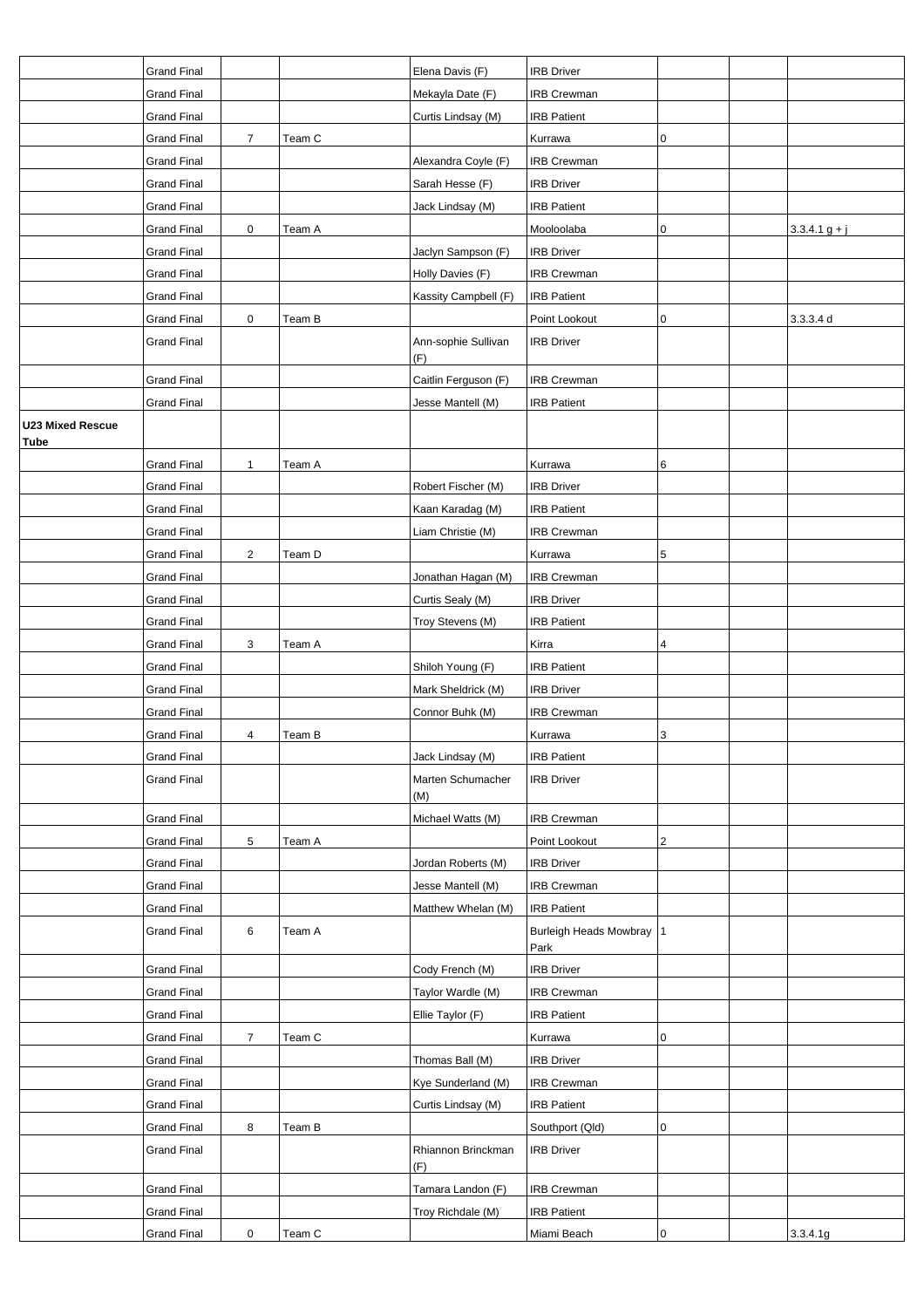| | | | | | | | | |
|---|---|---|---|---|---|---|---|---|
| | Grand Final | | | Elena Davis (F) | IRB Driver | | | |
| | Grand Final | | | Mekayla Date (F) | IRB Crewman | | | |
| | Grand Final | | | Curtis Lindsay (M) | IRB Patient | | | |
| | Grand Final | 7 | Team C | | Kurrawa | 0 | | |
| | Grand Final | | | Alexandra Coyle (F) | IRB Crewman | | | |
| | Grand Final | | | Sarah Hesse (F) | IRB Driver | | | |
| | Grand Final | | | Jack Lindsay (M) | IRB Patient | | | |
| | Grand Final | 0 | Team A | | Mooloolaba | 0 | | 3.3.4.1 g + j |
| | Grand Final | | | Jaclyn Sampson (F) | IRB Driver | | | |
| | Grand Final | | | Holly Davies (F) | IRB Crewman | | | |
| | Grand Final | | | Kassity Campbell (F) | IRB Patient | | | |
| | Grand Final | 0 | Team B | | Point Lookout | 0 | | 3.3.3.4 d |
| | Grand Final | | | Ann-sophie Sullivan (F) | IRB Driver | | | |
| | Grand Final | | | Caitlin Ferguson (F) | IRB Crewman | | | |
| | Grand Final | | | Jesse Mantell (M) | IRB Patient | | | |
| **U23 Mixed Rescue Tube** | | | | | | | | |
| | Grand Final | 1 | Team A | | Kurrawa | 6 | | |
| | Grand Final | | | Robert Fischer (M) | IRB Driver | | | |
| | Grand Final | | | Kaan Karadag (M) | IRB Patient | | | |
| | Grand Final | | | Liam Christie (M) | IRB Crewman | | | |
| | Grand Final | 2 | Team D | | Kurrawa | 5 | | |
| | Grand Final | | | Jonathan Hagan (M) | IRB Crewman | | | |
| | Grand Final | | | Curtis Sealy (M) | IRB Driver | | | |
| | Grand Final | | | Troy Stevens (M) | IRB Patient | | | |
| | Grand Final | 3 | Team A | | Kirra | 4 | | |
| | Grand Final | | | Shiloh Young (F) | IRB Patient | | | |
| | Grand Final | | | Mark Sheldrick (M) | IRB Driver | | | |
| | Grand Final | | | Connor Buhk (M) | IRB Crewman | | | |
| | Grand Final | 4 | Team B | | Kurrawa | 3 | | |
| | Grand Final | | | Jack Lindsay (M) | IRB Patient | | | |
| | Grand Final | | | Marten Schumacher (M) | IRB Driver | | | |
| | Grand Final | | | Michael Watts (M) | IRB Crewman | | | |
| | Grand Final | 5 | Team A | | Point Lookout | 2 | | |
| | Grand Final | | | Jordan Roberts (M) | IRB Driver | | | |
| | Grand Final | | | Jesse Mantell (M) | IRB Crewman | | | |
| | Grand Final | | | Matthew Whelan (M) | IRB Patient | | | |
| | Grand Final | 6 | Team A | | Burleigh Heads Mowbray Park | 1 | | |
| | Grand Final | | | Cody French (M) | IRB Driver | | | |
| | Grand Final | | | Taylor Wardle (M) | IRB Crewman | | | |
| | Grand Final | | | Ellie Taylor (F) | IRB Patient | | | |
| | Grand Final | 7 | Team C | | Kurrawa | 0 | | |
| | Grand Final | | | Thomas Ball (M) | IRB Driver | | | |
| | Grand Final | | | Kye Sunderland (M) | IRB Crewman | | | |
| | Grand Final | | | Curtis Lindsay (M) | IRB Patient | | | |
| | Grand Final | 8 | Team B | | Southport (Qld) | 0 | | |
| | Grand Final | | | Rhiannon Brinckman (F) | IRB Driver | | | |
| | Grand Final | | | Tamara Landon (F) | IRB Crewman | | | |
| | Grand Final | | | Troy Richdale (M) | IRB Patient | | | |
| | Grand Final | 0 | Team C | | Miami Beach | 0 | | 3.3.4.1g |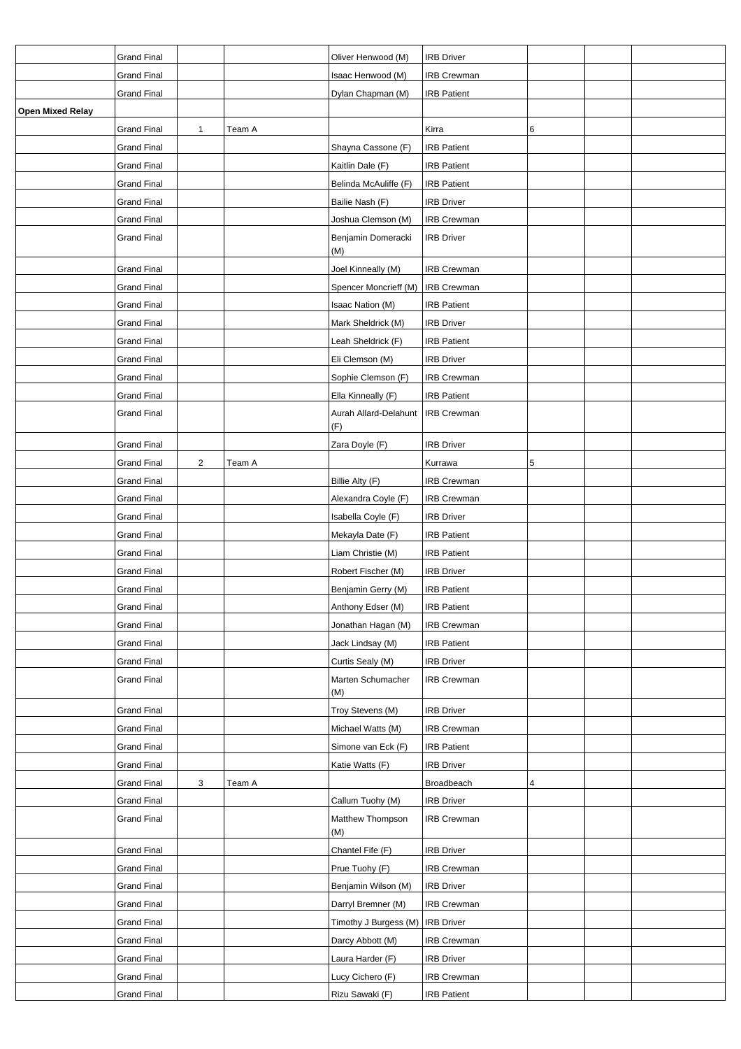| | | | | | | | | |
|---|---|---|---|---|---|---|---|---|
| | Grand Final | | | Oliver Henwood (M) | IRB Driver | | | |
| | Grand Final | | | Isaac Henwood (M) | IRB Crewman | | | |
| | Grand Final | | | Dylan Chapman (M) | IRB Patient | | | |
| **Open Mixed Relay** | | | | | | | | |
| | Grand Final | 1 | Team A | | Kirra | 6 | | |
| | Grand Final | | | Shayna Cassone (F) | IRB Patient | | | |
| | Grand Final | | | Kaitlin Dale (F) | IRB Patient | | | |
| | Grand Final | | | Belinda McAuliffe (F) | IRB Patient | | | |
| | Grand Final | | | Bailie Nash (F) | IRB Driver | | | |
| | Grand Final | | | Joshua Clemson (M) | IRB Crewman | | | |
| | Grand Final | | | Benjamin Domeracki (M) | IRB Driver | | | |
| | Grand Final | | | Joel Kinneally (M) | IRB Crewman | | | |
| | Grand Final | | | Spencer Moncrieff (M) | IRB Crewman | | | |
| | Grand Final | | | Isaac Nation (M) | IRB Patient | | | |
| | Grand Final | | | Mark Sheldrick (M) | IRB Driver | | | |
| | Grand Final | | | Leah Sheldrick (F) | IRB Patient | | | |
| | Grand Final | | | Eli Clemson (M) | IRB Driver | | | |
| | Grand Final | | | Sophie Clemson (F) | IRB Crewman | | | |
| | Grand Final | | | Ella Kinneally (F) | IRB Patient | | | |
| | Grand Final | | | Aurah Allard-Delahunt (F) | IRB Crewman | | | |
| | Grand Final | | | Zara Doyle (F) | IRB Driver | | | |
| | Grand Final | 2 | Team A | | Kurrawa | 5 | | |
| | Grand Final | | | Billie Alty (F) | IRB Crewman | | | |
| | Grand Final | | | Alexandra Coyle (F) | IRB Crewman | | | |
| | Grand Final | | | Isabella Coyle (F) | IRB Driver | | | |
| | Grand Final | | | Mekayla Date (F) | IRB Patient | | | |
| | Grand Final | | | Liam Christie (M) | IRB Patient | | | |
| | Grand Final | | | Robert Fischer (M) | IRB Driver | | | |
| | Grand Final | | | Benjamin Gerry (M) | IRB Patient | | | |
| | Grand Final | | | Anthony Edser (M) | IRB Patient | | | |
| | Grand Final | | | Jonathan Hagan (M) | IRB Crewman | | | |
| | Grand Final | | | Jack Lindsay (M) | IRB Patient | | | |
| | Grand Final | | | Curtis Sealy (M) | IRB Driver | | | |
| | Grand Final | | | Marten Schumacher (M) | IRB Crewman | | | |
| | Grand Final | | | Troy Stevens (M) | IRB Driver | | | |
| | Grand Final | | | Michael Watts (M) | IRB Crewman | | | |
| | Grand Final | | | Simone van Eck (F) | IRB Patient | | | |
| | Grand Final | | | Katie Watts (F) | IRB Driver | | | |
| | Grand Final | 3 | Team A | | Broadbeach | 4 | | |
| | Grand Final | | | Callum Tuohy (M) | IRB Driver | | | |
| | Grand Final | | | Matthew Thompson (M) | IRB Crewman | | | |
| | Grand Final | | | Chantel Fife (F) | IRB Driver | | | |
| | Grand Final | | | Prue Tuohy (F) | IRB Crewman | | | |
| | Grand Final | | | Benjamin Wilson (M) | IRB Driver | | | |
| | Grand Final | | | Darryl Bremner (M) | IRB Crewman | | | |
| | Grand Final | | | Timothy J Burgess (M) | IRB Driver | | | |
| | Grand Final | | | Darcy Abbott (M) | IRB Crewman | | | |
| | Grand Final | | | Laura Harder (F) | IRB Driver | | | |
| | Grand Final | | | Lucy Cichero (F) | IRB Crewman | | | |
| | Grand Final | | | Rizu Sawaki (F) | IRB Patient | | | |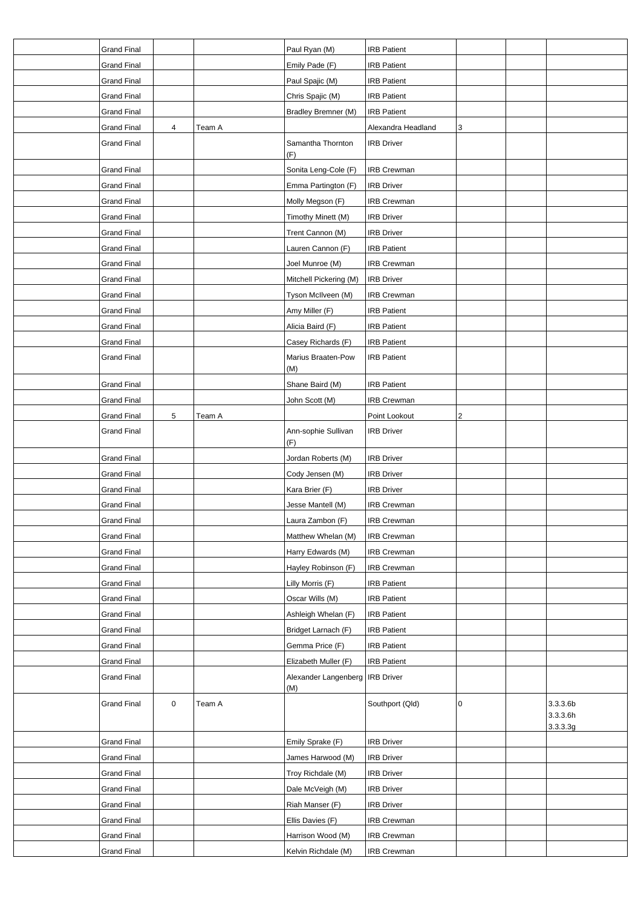| | | | | | | | | |
|---|---|---|---|---|---|---|---|---|
| | Grand Final | | | Paul Ryan (M) | IRB Patient | | | |
| | Grand Final | | | Emily Pade (F) | IRB Patient | | | |
| | Grand Final | | | Paul Spajic (M) | IRB Patient | | | |
| | Grand Final | | | Chris Spajic (M) | IRB Patient | | | |
| | Grand Final | | | Bradley Bremner (M) | IRB Patient | | | |
| | Grand Final | 4 | Team A | | Alexandra Headland | 3 | | |
| | Grand Final | | | Samantha Thornton (F) | IRB Driver | | | |
| | Grand Final | | | Sonita Leng-Cole (F) | IRB Crewman | | | |
| | Grand Final | | | Emma Partington (F) | IRB Driver | | | |
| | Grand Final | | | Molly Megson (F) | IRB Crewman | | | |
| | Grand Final | | | Timothy Minett (M) | IRB Driver | | | |
| | Grand Final | | | Trent Cannon (M) | IRB Driver | | | |
| | Grand Final | | | Lauren Cannon (F) | IRB Patient | | | |
| | Grand Final | | | Joel Munroe (M) | IRB Crewman | | | |
| | Grand Final | | | Mitchell Pickering (M) | IRB Driver | | | |
| | Grand Final | | | Tyson McIlveen (M) | IRB Crewman | | | |
| | Grand Final | | | Amy Miller (F) | IRB Patient | | | |
| | Grand Final | | | Alicia Baird (F) | IRB Patient | | | |
| | Grand Final | | | Casey Richards (F) | IRB Patient | | | |
| | Grand Final | | | Marius Braaten-Pow (M) | IRB Patient | | | |
| | Grand Final | | | Shane Baird (M) | IRB Patient | | | |
| | Grand Final | | | John Scott (M) | IRB Crewman | | | |
| | Grand Final | 5 | Team A | | Point Lookout | 2 | | |
| | Grand Final | | | Ann-sophie Sullivan (F) | IRB Driver | | | |
| | Grand Final | | | Jordan Roberts (M) | IRB Driver | | | |
| | Grand Final | | | Cody Jensen (M) | IRB Driver | | | |
| | Grand Final | | | Kara Brier (F) | IRB Driver | | | |
| | Grand Final | | | Jesse Mantell (M) | IRB Crewman | | | |
| | Grand Final | | | Laura Zambon (F) | IRB Crewman | | | |
| | Grand Final | | | Matthew Whelan (M) | IRB Crewman | | | |
| | Grand Final | | | Harry Edwards (M) | IRB Crewman | | | |
| | Grand Final | | | Hayley Robinson (F) | IRB Crewman | | | |
| | Grand Final | | | Lilly Morris (F) | IRB Patient | | | |
| | Grand Final | | | Oscar Wills (M) | IRB Patient | | | |
| | Grand Final | | | Ashleigh Whelan (F) | IRB Patient | | | |
| | Grand Final | | | Bridget Larnach (F) | IRB Patient | | | |
| | Grand Final | | | Gemma Price (F) | IRB Patient | | | |
| | Grand Final | | | Elizabeth Muller (F) | IRB Patient | | | |
| | Grand Final | | | Alexander Langenberg (M) | IRB Driver | | | |
| | Grand Final | 0 | Team A | | Southport (Qld) | 0 | | 3.3.3.6b 3.3.3.6h 3.3.3.3g |
| | Grand Final | | | Emily Sprake (F) | IRB Driver | | | |
| | Grand Final | | | James Harwood (M) | IRB Driver | | | |
| | Grand Final | | | Troy Richdale (M) | IRB Driver | | | |
| | Grand Final | | | Dale McVeigh (M) | IRB Driver | | | |
| | Grand Final | | | Riah Manser (F) | IRB Driver | | | |
| | Grand Final | | | Ellis Davies (F) | IRB Crewman | | | |
| | Grand Final | | | Harrison Wood (M) | IRB Crewman | | | |
| | Grand Final | | | Kelvin Richdale (M) | IRB Crewman | | | |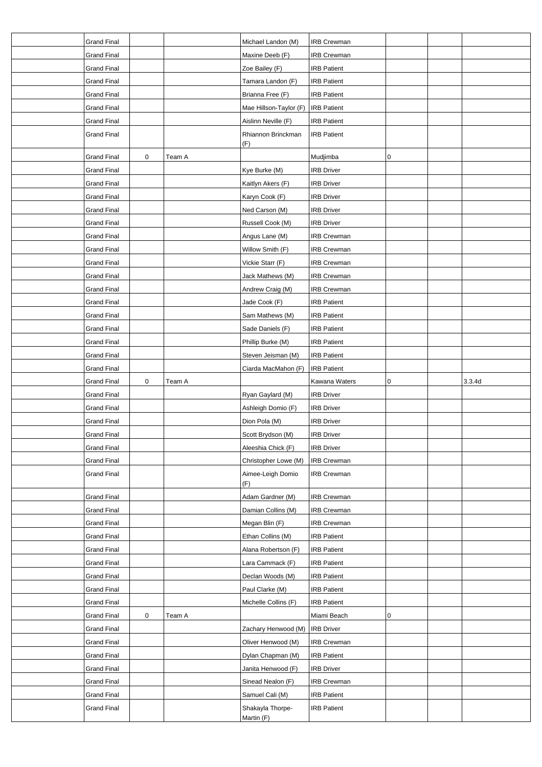| | | | | | | | | |
|---|---|---|---|---|---|---|---|---|
| | Grand Final | | | Michael Landon (M) | IRB Crewman | | | |
| | Grand Final | | | Maxine Deeb (F) | IRB Crewman | | | |
| | Grand Final | | | Zoe Bailey (F) | IRB Patient | | | |
| | Grand Final | | | Tamara Landon (F) | IRB Patient | | | |
| | Grand Final | | | Brianna Free (F) | IRB Patient | | | |
| | Grand Final | | | Mae Hillson-Taylor (F) | IRB Patient | | | |
| | Grand Final | | | Aislinn Neville (F) | IRB Patient | | | |
| | Grand Final | | | Rhiannon Brinckman (F) | IRB Patient | | | |
| | Grand Final | 0 | Team A | | Mudjimba | 0 | | |
| | Grand Final | | | Kye Burke (M) | IRB Driver | | | |
| | Grand Final | | | Kaitlyn Akers (F) | IRB Driver | | | |
| | Grand Final | | | Karyn Cook (F) | IRB Driver | | | |
| | Grand Final | | | Ned Carson (M) | IRB Driver | | | |
| | Grand Final | | | Russell Cook (M) | IRB Driver | | | |
| | Grand Final | | | Angus Lane (M) | IRB Crewman | | | |
| | Grand Final | | | Willow Smith (F) | IRB Crewman | | | |
| | Grand Final | | | Vickie Starr (F) | IRB Crewman | | | |
| | Grand Final | | | Jack Mathews (M) | IRB Crewman | | | |
| | Grand Final | | | Andrew Craig (M) | IRB Crewman | | | |
| | Grand Final | | | Jade Cook (F) | IRB Patient | | | |
| | Grand Final | | | Sam Mathews (M) | IRB Patient | | | |
| | Grand Final | | | Sade Daniels (F) | IRB Patient | | | |
| | Grand Final | | | Phillip Burke (M) | IRB Patient | | | |
| | Grand Final | | | Steven Jeisman (M) | IRB Patient | | | |
| | Grand Final | | | Ciarda MacMahon (F) | IRB Patient | | | |
| | Grand Final | 0 | Team A | | Kawana Waters | 0 | | 3.3.4d |
| | Grand Final | | | Ryan Gaylard (M) | IRB Driver | | | |
| | Grand Final | | | Ashleigh Domio (F) | IRB Driver | | | |
| | Grand Final | | | Dion Pola (M) | IRB Driver | | | |
| | Grand Final | | | Scott Brydson (M) | IRB Driver | | | |
| | Grand Final | | | Aleeshia Chick (F) | IRB Driver | | | |
| | Grand Final | | | Christopher Lowe (M) | IRB Crewman | | | |
| | Grand Final | | | Aimee-Leigh Domio (F) | IRB Crewman | | | |
| | Grand Final | | | Adam Gardner (M) | IRB Crewman | | | |
| | Grand Final | | | Damian Collins (M) | IRB Crewman | | | |
| | Grand Final | | | Megan Blin (F) | IRB Crewman | | | |
| | Grand Final | | | Ethan Collins (M) | IRB Patient | | | |
| | Grand Final | | | Alana Robertson (F) | IRB Patient | | | |
| | Grand Final | | | Lara Cammack (F) | IRB Patient | | | |
| | Grand Final | | | Declan Woods (M) | IRB Patient | | | |
| | Grand Final | | | Paul Clarke (M) | IRB Patient | | | |
| | Grand Final | | | Michelle Collins (F) | IRB Patient | | | |
| | Grand Final | 0 | Team A | | Miami Beach | 0 | | |
| | Grand Final | | | Zachary Henwood (M) | IRB Driver | | | |
| | Grand Final | | | Oliver Henwood (M) | IRB Crewman | | | |
| | Grand Final | | | Dylan Chapman (M) | IRB Patient | | | |
| | Grand Final | | | Janita Henwood (F) | IRB Driver | | | |
| | Grand Final | | | Sinead Nealon (F) | IRB Crewman | | | |
| | Grand Final | | | Samuel Cali (M) | IRB Patient | | | |
| | Grand Final | | | Shakayla Thorpe-Martin (F) | IRB Patient | | | |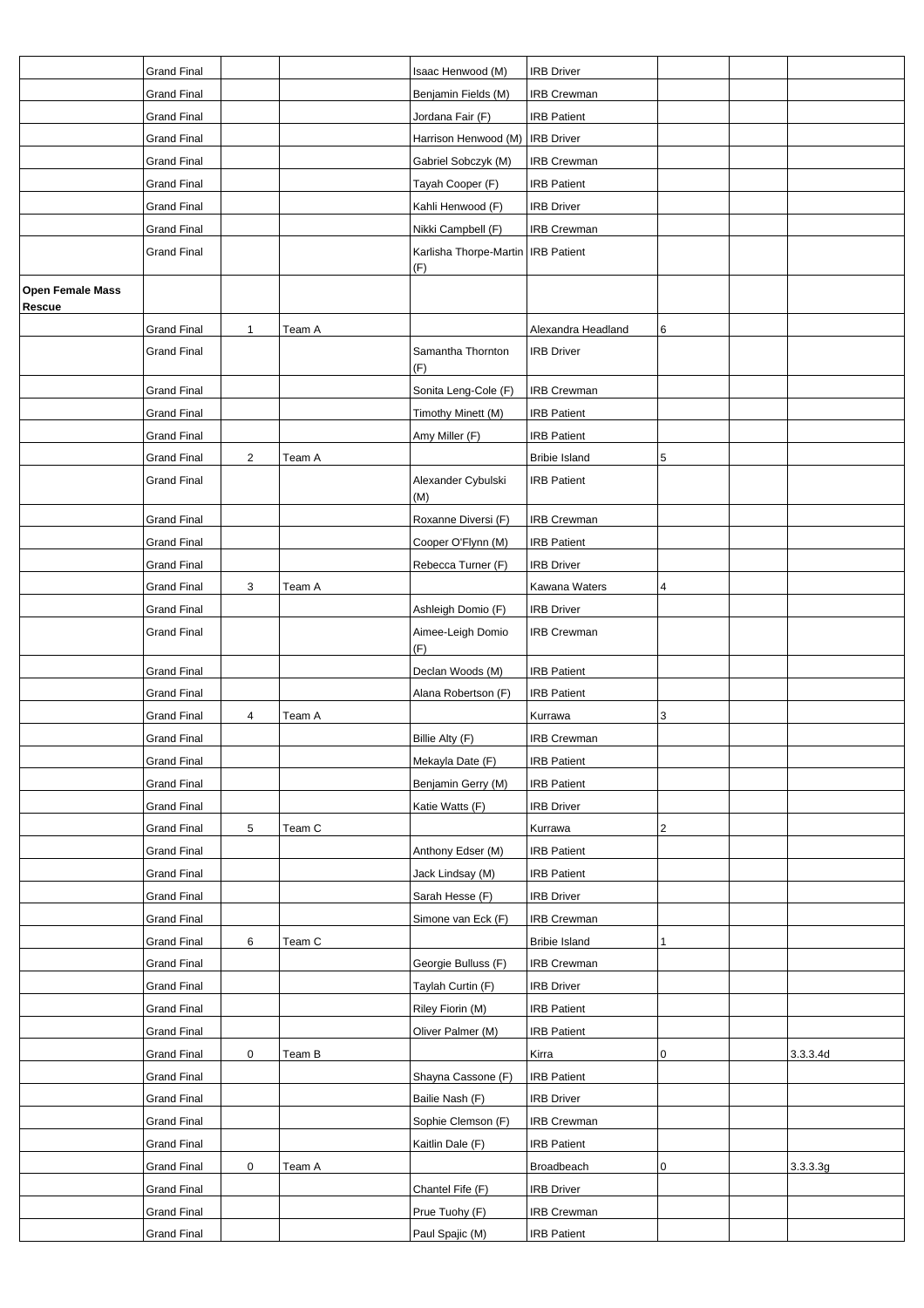|  |  |  |  |  |  |  |  |  |
|---|---|---|---|---|---|---|---|---|
|  | Grand Final |  |  | Isaac Henwood (M) | IRB Driver |  |  |  |
|  | Grand Final |  |  | Benjamin Fields (M) | IRB Crewman |  |  |  |
|  | Grand Final |  |  | Jordana Fair (F) | IRB Patient |  |  |  |
|  | Grand Final |  |  | Harrison Henwood (M) | IRB Driver |  |  |  |
|  | Grand Final |  |  | Gabriel Sobczyk (M) | IRB Crewman |  |  |  |
|  | Grand Final |  |  | Tayah Cooper (F) | IRB Patient |  |  |  |
|  | Grand Final |  |  | Kahli Henwood (F) | IRB Driver |  |  |  |
|  | Grand Final |  |  | Nikki Campbell (F) | IRB Crewman |  |  |  |
|  | Grand Final |  |  | Karlisha Thorpe-Martin (F) | IRB Patient |  |  |  |
| **Open Female Mass Rescue** |  |  |  |  |  |  |  |  |
|  | Grand Final | 1 | Team A |  | Alexandra Headland | 6 |  |  |
|  | Grand Final |  |  | Samantha Thornton (F) | IRB Driver |  |  |  |
|  | Grand Final |  |  | Sonita Leng-Cole (F) | IRB Crewman |  |  |  |
|  | Grand Final |  |  | Timothy Minett (M) | IRB Patient |  |  |  |
|  | Grand Final |  |  | Amy Miller (F) | IRB Patient |  |  |  |
|  | Grand Final | 2 | Team A |  | Bribie Island | 5 |  |  |
|  | Grand Final |  |  | Alexander Cybulski (M) | IRB Patient |  |  |  |
|  | Grand Final |  |  | Roxanne Diversi (F) | IRB Crewman |  |  |  |
|  | Grand Final |  |  | Cooper O'Flynn (M) | IRB Patient |  |  |  |
|  | Grand Final |  |  | Rebecca Turner (F) | IRB Driver |  |  |  |
|  | Grand Final | 3 | Team A |  | Kawana Waters | 4 |  |  |
|  | Grand Final |  |  | Ashleigh Domio (F) | IRB Driver |  |  |  |
|  | Grand Final |  |  | Aimee-Leigh Domio (F) | IRB Crewman |  |  |  |
|  | Grand Final |  |  | Declan Woods (M) | IRB Patient |  |  |  |
|  | Grand Final |  |  | Alana Robertson (F) | IRB Patient |  |  |  |
|  | Grand Final | 4 | Team A |  | Kurrawa | 3 |  |  |
|  | Grand Final |  |  | Billie Alty (F) | IRB Crewman |  |  |  |
|  | Grand Final |  |  | Mekayla Date (F) | IRB Patient |  |  |  |
|  | Grand Final |  |  | Benjamin Gerry (M) | IRB Patient |  |  |  |
|  | Grand Final |  |  | Katie Watts (F) | IRB Driver |  |  |  |
|  | Grand Final | 5 | Team C |  | Kurrawa | 2 |  |  |
|  | Grand Final |  |  | Anthony Edser (M) | IRB Patient |  |  |  |
|  | Grand Final |  |  | Jack Lindsay (M) | IRB Patient |  |  |  |
|  | Grand Final |  |  | Sarah Hesse (F) | IRB Driver |  |  |  |
|  | Grand Final |  |  | Simone van Eck (F) | IRB Crewman |  |  |  |
|  | Grand Final | 6 | Team C |  | Bribie Island | 1 |  |  |
|  | Grand Final |  |  | Georgie Bulluss (F) | IRB Crewman |  |  |  |
|  | Grand Final |  |  | Taylah Curtin (F) | IRB Driver |  |  |  |
|  | Grand Final |  |  | Riley Fiorin (M) | IRB Patient |  |  |  |
|  | Grand Final |  |  | Oliver Palmer (M) | IRB Patient |  |  |  |
|  | Grand Final | 0 | Team B |  | Kirra | 0 |  | 3.3.3.4d |
|  | Grand Final |  |  | Shayna Cassone (F) | IRB Patient |  |  |  |
|  | Grand Final |  |  | Bailie Nash (F) | IRB Driver |  |  |  |
|  | Grand Final |  |  | Sophie Clemson (F) | IRB Crewman |  |  |  |
|  | Grand Final |  |  | Kaitlin Dale (F) | IRB Patient |  |  |  |
|  | Grand Final | 0 | Team A |  | Broadbeach | 0 |  | 3.3.3.3g |
|  | Grand Final |  |  | Chantel Fife (F) | IRB Driver |  |  |  |
|  | Grand Final |  |  | Prue Tuohy (F) | IRB Crewman |  |  |  |
|  | Grand Final |  |  | Paul Spajic (M) | IRB Patient |  |  |  |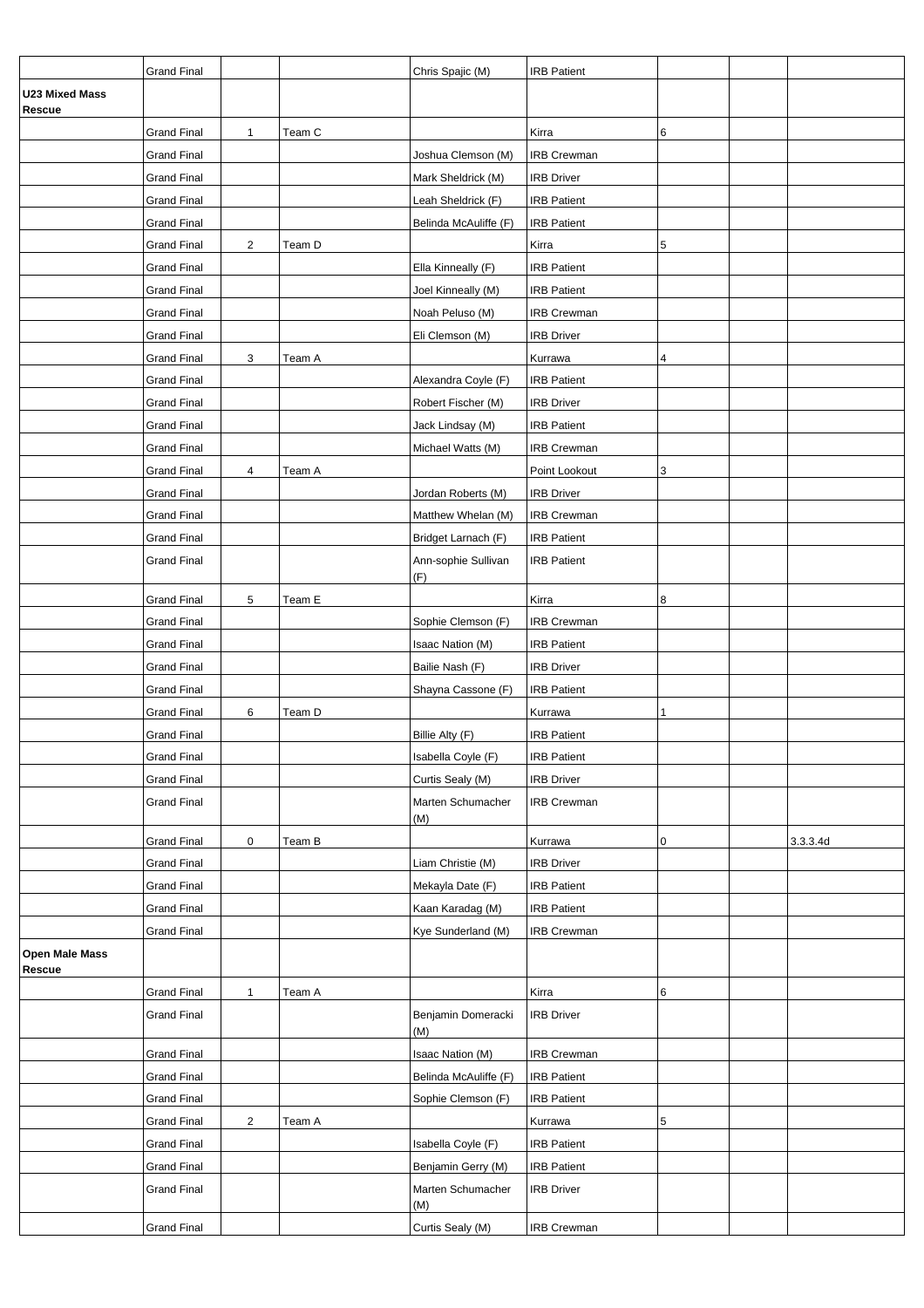| | | | | | | | | |
|---|---|---|---|---|---|---|---|---|
| | Grand Final | | | Chris Spajic (M) | IRB Patient | | | |
| **U23 Mixed Mass Rescue** | | | | | | | | |
| | Grand Final | 1 | Team C | | Kirra | 6 | | |
| | Grand Final | | | Joshua Clemson (M) | IRB Crewman | | | |
| | Grand Final | | | Mark Sheldrick (M) | IRB Driver | | | |
| | Grand Final | | | Leah Sheldrick (F) | IRB Patient | | | |
| | Grand Final | | | Belinda McAuliffe (F) | IRB Patient | | | |
| | Grand Final | 2 | Team D | | Kirra | 5 | | |
| | Grand Final | | | Ella Kinneally (F) | IRB Patient | | | |
| | Grand Final | | | Joel Kinneally (M) | IRB Patient | | | |
| | Grand Final | | | Noah Peluso (M) | IRB Crewman | | | |
| | Grand Final | | | Eli Clemson (M) | IRB Driver | | | |
| | Grand Final | 3 | Team A | | Kurrawa | 4 | | |
| | Grand Final | | | Alexandra Coyle (F) | IRB Patient | | | |
| | Grand Final | | | Robert Fischer (M) | IRB Driver | | | |
| | Grand Final | | | Jack Lindsay (M) | IRB Patient | | | |
| | Grand Final | | | Michael Watts (M) | IRB Crewman | | | |
| | Grand Final | 4 | Team A | | Point Lookout | 3 | | |
| | Grand Final | | | Jordan Roberts (M) | IRB Driver | | | |
| | Grand Final | | | Matthew Whelan (M) | IRB Crewman | | | |
| | Grand Final | | | Bridget Larnach (F) | IRB Patient | | | |
| | Grand Final | | | Ann-sophie Sullivan (F) | IRB Patient | | | |
| | Grand Final | 5 | Team E | | Kirra | 8 | | |
| | Grand Final | | | Sophie Clemson (F) | IRB Crewman | | | |
| | Grand Final | | | Isaac Nation (M) | IRB Patient | | | |
| | Grand Final | | | Bailie Nash (F) | IRB Driver | | | |
| | Grand Final | | | Shayna Cassone (F) | IRB Patient | | | |
| | Grand Final | 6 | Team D | | Kurrawa | 1 | | |
| | Grand Final | | | Billie Alty (F) | IRB Patient | | | |
| | Grand Final | | | Isabella Coyle (F) | IRB Patient | | | |
| | Grand Final | | | Curtis Sealy (M) | IRB Driver | | | |
| | Grand Final | | | Marten Schumacher (M) | IRB Crewman | | | |
| | Grand Final | 0 | Team B | | Kurrawa | 0 | | 3.3.3.4d |
| | Grand Final | | | Liam Christie (M) | IRB Driver | | | |
| | Grand Final | | | Mekayla Date (F) | IRB Patient | | | |
| | Grand Final | | | Kaan Karadag (M) | IRB Patient | | | |
| | Grand Final | | | Kye Sunderland (M) | IRB Crewman | | | |
| **Open Male Mass Rescue** | | | | | | | | |
| | Grand Final | 1 | Team A | | Kirra | 6 | | |
| | Grand Final | | | Benjamin Domeracki (M) | IRB Driver | | | |
| | Grand Final | | | Isaac Nation (M) | IRB Crewman | | | |
| | Grand Final | | | Belinda McAuliffe (F) | IRB Patient | | | |
| | Grand Final | | | Sophie Clemson (F) | IRB Patient | | | |
| | Grand Final | 2 | Team A | | Kurrawa | 5 | | |
| | Grand Final | | | Isabella Coyle (F) | IRB Patient | | | |
| | Grand Final | | | Benjamin Gerry (M) | IRB Patient | | | |
| | Grand Final | | | Marten Schumacher (M) | IRB Driver | | | |
| | Grand Final | | | Curtis Sealy (M) | IRB Crewman | | | |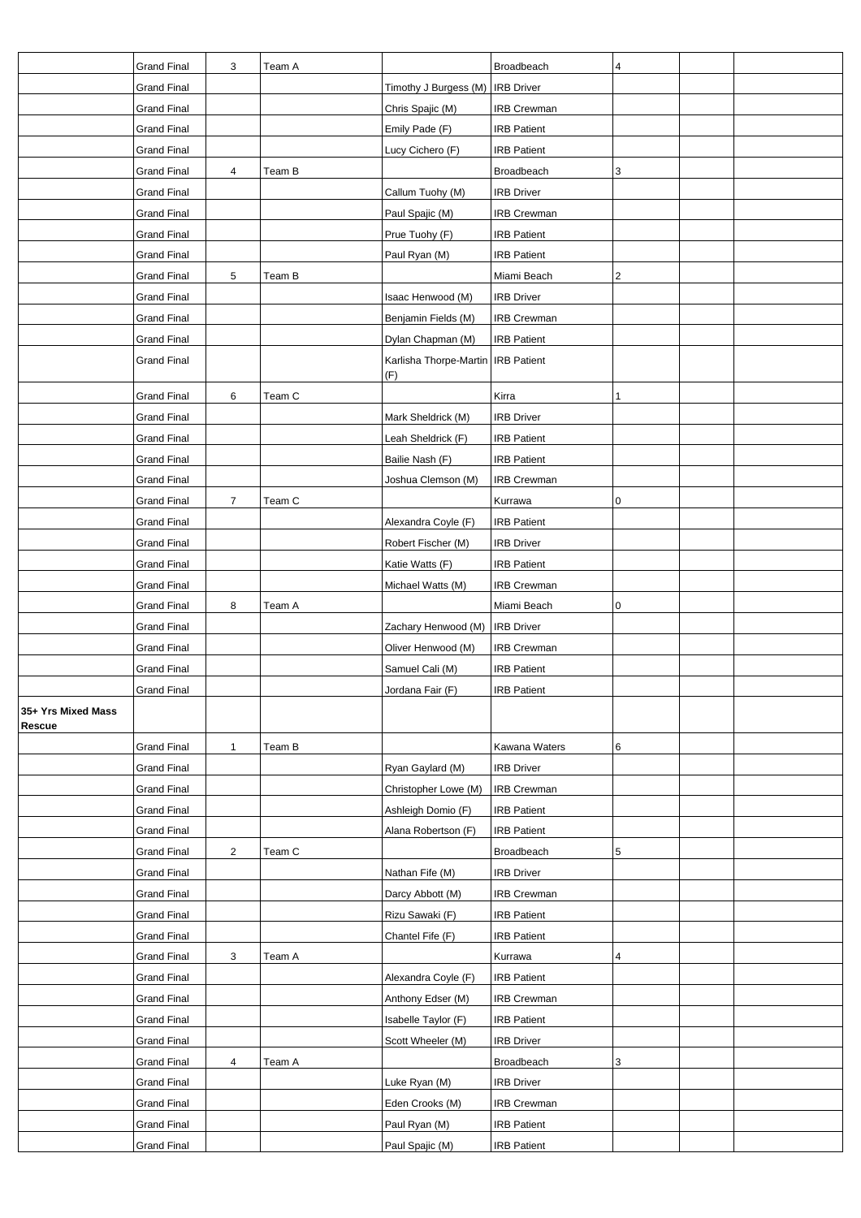| | | | | | | | | |
|---|---|---|---|---|---|---|---|---|
| | Grand Final | 3 | Team A | | Broadbeach | 4 | | |
| | Grand Final | | | Timothy J Burgess (M) | IRB Driver | | | |
| | Grand Final | | | Chris Spajic (M) | IRB Crewman | | | |
| | Grand Final | | | Emily Pade (F) | IRB Patient | | | |
| | Grand Final | | | Lucy Cichero (F) | IRB Patient | | | |
| | Grand Final | 4 | Team B | | Broadbeach | 3 | | |
| | Grand Final | | | Callum Tuohy (M) | IRB Driver | | | |
| | Grand Final | | | Paul Spajic (M) | IRB Crewman | | | |
| | Grand Final | | | Prue Tuohy (F) | IRB Patient | | | |
| | Grand Final | | | Paul Ryan (M) | IRB Patient | | | |
| | Grand Final | 5 | Team B | | Miami Beach | 2 | | |
| | Grand Final | | | Isaac Henwood (M) | IRB Driver | | | |
| | Grand Final | | | Benjamin Fields (M) | IRB Crewman | | | |
| | Grand Final | | | Dylan Chapman (M) | IRB Patient | | | |
| | Grand Final | | | Karlisha Thorpe-Martin (F) | IRB Patient | | | |
| | Grand Final | 6 | Team C | | Kirra | 1 | | |
| | Grand Final | | | Mark Sheldrick (M) | IRB Driver | | | |
| | Grand Final | | | Leah Sheldrick (F) | IRB Patient | | | |
| | Grand Final | | | Bailie Nash (F) | IRB Patient | | | |
| | Grand Final | | | Joshua Clemson (M) | IRB Crewman | | | |
| | Grand Final | 7 | Team C | | Kurrawa | 0 | | |
| | Grand Final | | | Alexandra Coyle (F) | IRB Patient | | | |
| | Grand Final | | | Robert Fischer (M) | IRB Driver | | | |
| | Grand Final | | | Katie Watts (F) | IRB Patient | | | |
| | Grand Final | | | Michael Watts (M) | IRB Crewman | | | |
| | Grand Final | 8 | Team A | | Miami Beach | 0 | | |
| | Grand Final | | | Zachary Henwood (M) | IRB Driver | | | |
| | Grand Final | | | Oliver Henwood (M) | IRB Crewman | | | |
| | Grand Final | | | Samuel Cali (M) | IRB Patient | | | |
| | Grand Final | | | Jordana Fair (F) | IRB Patient | | | |
| **35+ Yrs Mixed Mass Rescue** | | | | | | | | |
| | Grand Final | 1 | Team B | | Kawana Waters | 6 | | |
| | Grand Final | | | Ryan Gaylard (M) | IRB Driver | | | |
| | Grand Final | | | Christopher Lowe (M) | IRB Crewman | | | |
| | Grand Final | | | Ashleigh Domio (F) | IRB Patient | | | |
| | Grand Final | | | Alana Robertson (F) | IRB Patient | | | |
| | Grand Final | 2 | Team C | | Broadbeach | 5 | | |
| | Grand Final | | | Nathan Fife (M) | IRB Driver | | | |
| | Grand Final | | | Darcy Abbott (M) | IRB Crewman | | | |
| | Grand Final | | | Rizu Sawaki (F) | IRB Patient | | | |
| | Grand Final | | | Chantel Fife (F) | IRB Patient | | | |
| | Grand Final | 3 | Team A | | Kurrawa | 4 | | |
| | Grand Final | | | Alexandra Coyle (F) | IRB Patient | | | |
| | Grand Final | | | Anthony Edser (M) | IRB Crewman | | | |
| | Grand Final | | | Isabelle Taylor (F) | IRB Patient | | | |
| | Grand Final | | | Scott Wheeler (M) | IRB Driver | | | |
| | Grand Final | 4 | Team A | | Broadbeach | 3 | | |
| | Grand Final | | | Luke Ryan (M) | IRB Driver | | | |
| | Grand Final | | | Eden Crooks (M) | IRB Crewman | | | |
| | Grand Final | | | Paul Ryan (M) | IRB Patient | | | |
| | Grand Final | | | Paul Spajic (M) | IRB Patient | | | |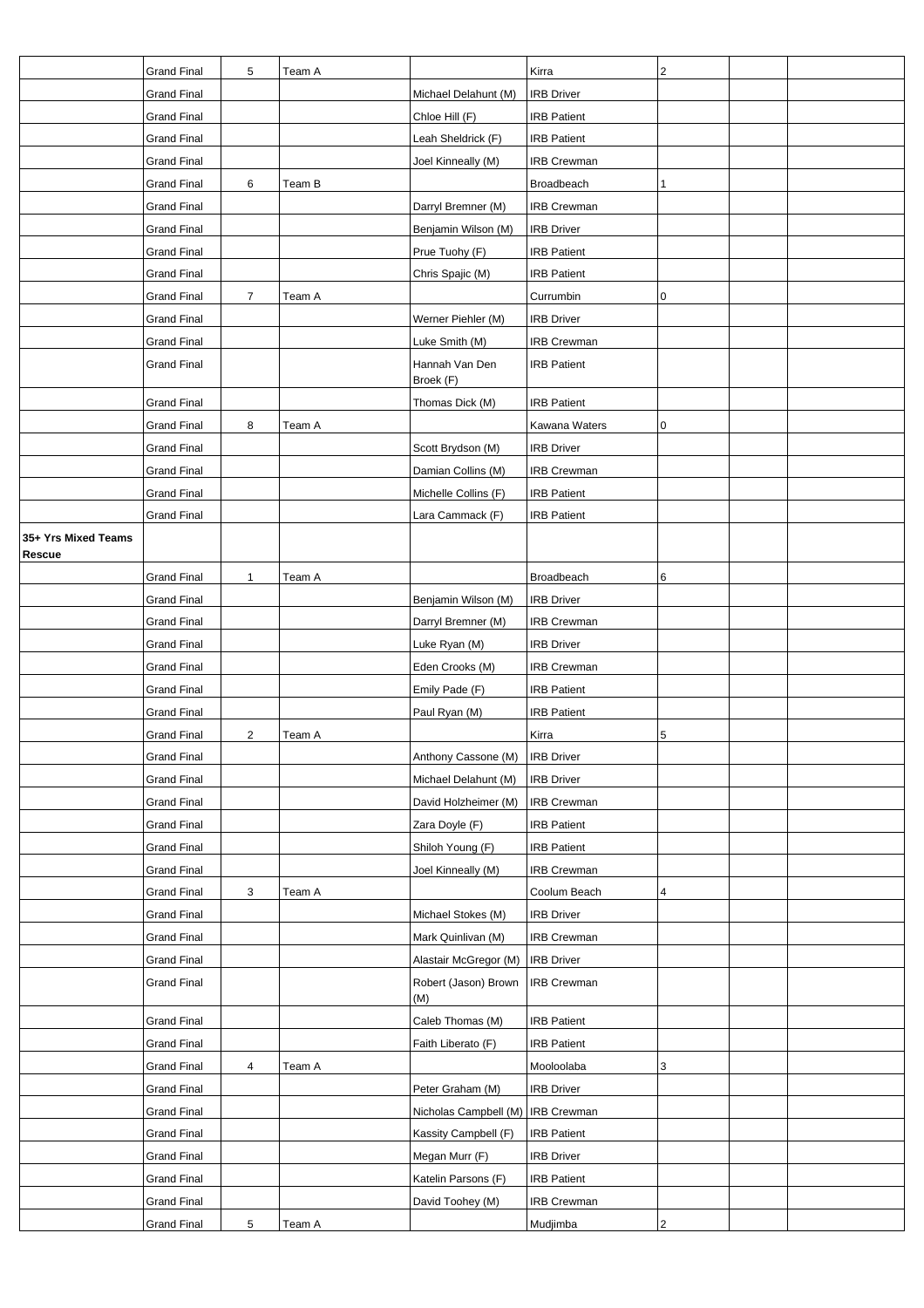| | | | | | | | | |
|---|---|---|---|---|---|---|---|---|
| | Grand Final | 5 | Team A | | Kirra | 2 | | |
| | Grand Final | | | Michael Delahunt (M) | IRB Driver | | | |
| | Grand Final | | | Chloe Hill (F) | IRB Patient | | | |
| | Grand Final | | | Leah Sheldrick (F) | IRB Patient | | | |
| | Grand Final | | | Joel Kinneally (M) | IRB Crewman | | | |
| | Grand Final | 6 | Team B | | Broadbeach | 1 | | |
| | Grand Final | | | Darryl Bremner (M) | IRB Crewman | | | |
| | Grand Final | | | Benjamin Wilson (M) | IRB Driver | | | |
| | Grand Final | | | Prue Tuohy (F) | IRB Patient | | | |
| | Grand Final | | | Chris Spajic (M) | IRB Patient | | | |
| | Grand Final | 7 | Team A | | Currumbin | 0 | | |
| | Grand Final | | | Werner Piehler (M) | IRB Driver | | | |
| | Grand Final | | | Luke Smith (M) | IRB Crewman | | | |
| | Grand Final | | | Hannah Van Den Broek (F) | IRB Patient | | | |
| | Grand Final | | | Thomas Dick (M) | IRB Patient | | | |
| | Grand Final | 8 | Team A | | Kawana Waters | 0 | | |
| | Grand Final | | | Scott Brydson (M) | IRB Driver | | | |
| | Grand Final | | | Damian Collins (M) | IRB Crewman | | | |
| | Grand Final | | | Michelle Collins (F) | IRB Patient | | | |
| | Grand Final | | | Lara Cammack (F) | IRB Patient | | | |
| **35+ Yrs Mixed Teams Rescue** | | | | | | | | |
| | Grand Final | 1 | Team A | | Broadbeach | 6 | | |
| | Grand Final | | | Benjamin Wilson (M) | IRB Driver | | | |
| | Grand Final | | | Darryl Bremner (M) | IRB Crewman | | | |
| | Grand Final | | | Luke Ryan (M) | IRB Driver | | | |
| | Grand Final | | | Eden Crooks (M) | IRB Crewman | | | |
| | Grand Final | | | Emily Pade (F) | IRB Patient | | | |
| | Grand Final | | | Paul Ryan (M) | IRB Patient | | | |
| | Grand Final | 2 | Team A | | Kirra | 5 | | |
| | Grand Final | | | Anthony Cassone (M) | IRB Driver | | | |
| | Grand Final | | | Michael Delahunt (M) | IRB Driver | | | |
| | Grand Final | | | David Holzheimer (M) | IRB Crewman | | | |
| | Grand Final | | | Zara Doyle (F) | IRB Patient | | | |
| | Grand Final | | | Shiloh Young (F) | IRB Patient | | | |
| | Grand Final | | | Joel Kinneally (M) | IRB Crewman | | | |
| | Grand Final | 3 | Team A | | Coolum Beach | 4 | | |
| | Grand Final | | | Michael Stokes (M) | IRB Driver | | | |
| | Grand Final | | | Mark Quinlivan (M) | IRB Crewman | | | |
| | Grand Final | | | Alastair McGregor (M) | IRB Driver | | | |
| | Grand Final | | | Robert (Jason) Brown (M) | IRB Crewman | | | |
| | Grand Final | | | Caleb Thomas (M) | IRB Patient | | | |
| | Grand Final | | | Faith Liberato (F) | IRB Patient | | | |
| | Grand Final | 4 | Team A | | Mooloolaba | 3 | | |
| | Grand Final | | | Peter Graham (M) | IRB Driver | | | |
| | Grand Final | | | Nicholas Campbell (M) | IRB Crewman | | | |
| | Grand Final | | | Kassity Campbell (F) | IRB Patient | | | |
| | Grand Final | | | Megan Murr (F) | IRB Driver | | | |
| | Grand Final | | | Katelin Parsons (F) | IRB Patient | | | |
| | Grand Final | | | David Toohey (M) | IRB Crewman | | | |
| | Grand Final | 5 | Team A | | Mudjimba | 2 | | |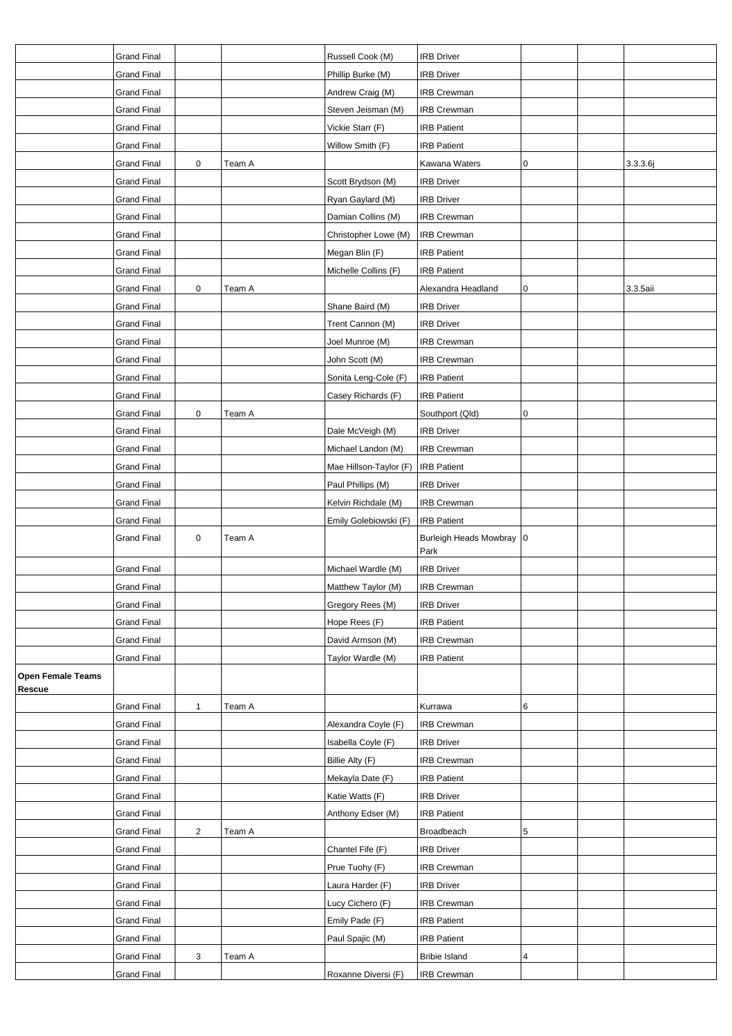| | | | | | | | | |
|---|---|---|---|---|---|---|---|---|
| | Grand Final | | | Russell Cook (M) | IRB Driver | | | |
| | Grand Final | | | Phillip Burke (M) | IRB Driver | | | |
| | Grand Final | | | Andrew Craig (M) | IRB Crewman | | | |
| | Grand Final | | | Steven Jeisman (M) | IRB Crewman | | | |
| | Grand Final | | | Vickie Starr (F) | IRB Patient | | | |
| | Grand Final | | | Willow Smith (F) | IRB Patient | | | |
| | Grand Final | 0 | Team A | | Kawana Waters | 0 | | 3.3.3.6j |
| | Grand Final | | | Scott Brydson (M) | IRB Driver | | | |
| | Grand Final | | | Ryan Gaylard (M) | IRB Driver | | | |
| | Grand Final | | | Damian Collins (M) | IRB Crewman | | | |
| | Grand Final | | | Christopher Lowe (M) | IRB Crewman | | | |
| | Grand Final | | | Megan Blin (F) | IRB Patient | | | |
| | Grand Final | | | Michelle Collins (F) | IRB Patient | | | |
| | Grand Final | 0 | Team A | | Alexandra Headland | 0 | | 3.3.5aii |
| | Grand Final | | | Shane Baird (M) | IRB Driver | | | |
| | Grand Final | | | Trent Cannon (M) | IRB Driver | | | |
| | Grand Final | | | Joel Munroe (M) | IRB Crewman | | | |
| | Grand Final | | | John Scott (M) | IRB Crewman | | | |
| | Grand Final | | | Sonita Leng-Cole (F) | IRB Patient | | | |
| | Grand Final | | | Casey Richards (F) | IRB Patient | | | |
| | Grand Final | 0 | Team A | | Southport (Qld) | 0 | | |
| | Grand Final | | | Dale McVeigh (M) | IRB Driver | | | |
| | Grand Final | | | Michael Landon (M) | IRB Crewman | | | |
| | Grand Final | | | Mae Hillson-Taylor (F) | IRB Patient | | | |
| | Grand Final | | | Paul Phillips (M) | IRB Driver | | | |
| | Grand Final | | | Kelvin Richdale (M) | IRB Crewman | | | |
| | Grand Final | | | Emily Golebiowski (F) | IRB Patient | | | |
| | Grand Final | 0 | Team A | | Burleigh Heads Mowbray Park | 0 | | |
| | Grand Final | | | Michael Wardle (M) | IRB Driver | | | |
| | Grand Final | | | Matthew Taylor (M) | IRB Crewman | | | |
| | Grand Final | | | Gregory Rees (M) | IRB Driver | | | |
| | Grand Final | | | Hope Rees (F) | IRB Patient | | | |
| | Grand Final | | | David Armson (M) | IRB Crewman | | | |
| | Grand Final | | | Taylor Wardle (M) | IRB Patient | | | |
| **Open Female Teams Rescue** | | | | | | | | |
| | Grand Final | 1 | Team A | | Kurrawa | 6 | | |
| | Grand Final | | | Alexandra Coyle (F) | IRB Crewman | | | |
| | Grand Final | | | Isabella Coyle (F) | IRB Driver | | | |
| | Grand Final | | | Billie Alty (F) | IRB Crewman | | | |
| | Grand Final | | | Mekayla Date (F) | IRB Patient | | | |
| | Grand Final | | | Katie Watts (F) | IRB Driver | | | |
| | Grand Final | | | Anthony Edser (M) | IRB Patient | | | |
| | Grand Final | 2 | Team A | | Broadbeach | 5 | | |
| | Grand Final | | | Chantel Fife (F) | IRB Driver | | | |
| | Grand Final | | | Prue Tuohy (F) | IRB Crewman | | | |
| | Grand Final | | | Laura Harder (F) | IRB Driver | | | |
| | Grand Final | | | Lucy Cichero (F) | IRB Crewman | | | |
| | Grand Final | | | Emily Pade (F) | IRB Patient | | | |
| | Grand Final | | | Paul Spajic (M) | IRB Patient | | | |
| | Grand Final | 3 | Team A | | Bribie Island | 4 | | |
| | Grand Final | | | Roxanne Diversi (F) | IRB Crewman | | | |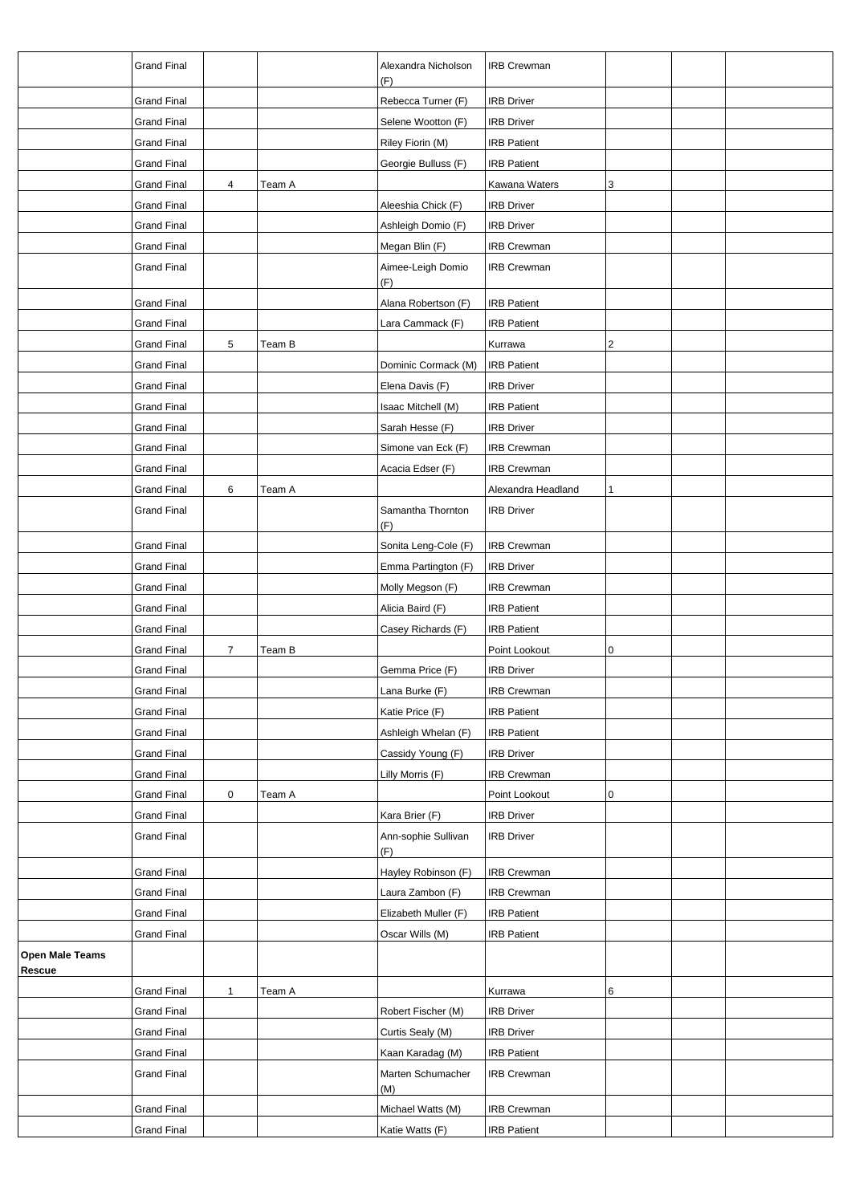| | | | | | | | | |
|---|---|---|---|---|---|---|---|---|
| | Grand Final | | | Alexandra Nicholson (F) | IRB Crewman | | | |
| | Grand Final | | | Rebecca Turner (F) | IRB Driver | | | |
| | Grand Final | | | Selene Wootton (F) | IRB Driver | | | |
| | Grand Final | | | Riley Fiorin (M) | IRB Patient | | | |
| | Grand Final | | | Georgie Bulluss (F) | IRB Patient | | | |
| | Grand Final | 4 | Team A | | Kawana Waters | 3 | | |
| | Grand Final | | | Aleeshia Chick (F) | IRB Driver | | | |
| | Grand Final | | | Ashleigh Domio (F) | IRB Driver | | | |
| | Grand Final | | | Megan Blin (F) | IRB Crewman | | | |
| | Grand Final | | | Aimee-Leigh Domio (F) | IRB Crewman | | | |
| | Grand Final | | | Alana Robertson (F) | IRB Patient | | | |
| | Grand Final | | | Lara Cammack (F) | IRB Patient | | | |
| | Grand Final | 5 | Team B | | Kurrawa | 2 | | |
| | Grand Final | | | Dominic Cormack (M) | IRB Patient | | | |
| | Grand Final | | | Elena Davis (F) | IRB Driver | | | |
| | Grand Final | | | Isaac Mitchell (M) | IRB Patient | | | |
| | Grand Final | | | Sarah Hesse (F) | IRB Driver | | | |
| | Grand Final | | | Simone van Eck (F) | IRB Crewman | | | |
| | Grand Final | | | Acacia Edser (F) | IRB Crewman | | | |
| | Grand Final | 6 | Team A | | Alexandra Headland | 1 | | |
| | Grand Final | | | Samantha Thornton (F) | IRB Driver | | | |
| | Grand Final | | | Sonita Leng-Cole (F) | IRB Crewman | | | |
| | Grand Final | | | Emma Partington (F) | IRB Driver | | | |
| | Grand Final | | | Molly Megson (F) | IRB Crewman | | | |
| | Grand Final | | | Alicia Baird (F) | IRB Patient | | | |
| | Grand Final | | | Casey Richards (F) | IRB Patient | | | |
| | Grand Final | 7 | Team B | | Point Lookout | 0 | | |
| | Grand Final | | | Gemma Price (F) | IRB Driver | | | |
| | Grand Final | | | Lana Burke (F) | IRB Crewman | | | |
| | Grand Final | | | Katie Price (F) | IRB Patient | | | |
| | Grand Final | | | Ashleigh Whelan (F) | IRB Patient | | | |
| | Grand Final | | | Cassidy Young (F) | IRB Driver | | | |
| | Grand Final | | | Lilly Morris (F) | IRB Crewman | | | |
| | Grand Final | 0 | Team A | | Point Lookout | 0 | | |
| | Grand Final | | | Kara Brier (F) | IRB Driver | | | |
| | Grand Final | | | Ann-sophie Sullivan (F) | IRB Driver | | | |
| | Grand Final | | | Hayley Robinson (F) | IRB Crewman | | | |
| | Grand Final | | | Laura Zambon (F) | IRB Crewman | | | |
| | Grand Final | | | Elizabeth Muller (F) | IRB Patient | | | |
| | Grand Final | | | Oscar Wills (M) | IRB Patient | | | |
| **Open Male Teams Rescue** | | | | | | | | |
| | Grand Final | 1 | Team A | | Kurrawa | 6 | | |
| | Grand Final | | | Robert Fischer (M) | IRB Driver | | | |
| | Grand Final | | | Curtis Sealy (M) | IRB Driver | | | |
| | Grand Final | | | Kaan Karadag (M) | IRB Patient | | | |
| | Grand Final | | | Marten Schumacher (M) | IRB Crewman | | | |
| | Grand Final | | | Michael Watts (M) | IRB Crewman | | | |
| | Grand Final | | | Katie Watts (F) | IRB Patient | | | |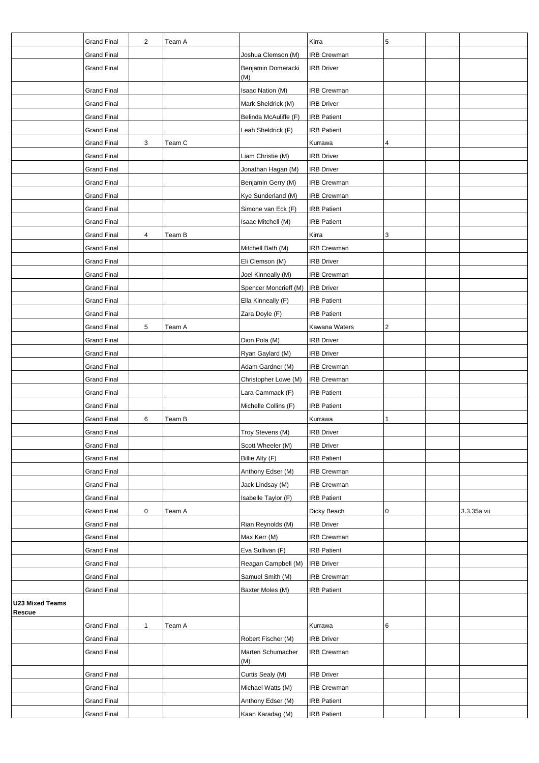| | | | | | | | | |
|---|---|---|---|---|---|---|---|---|
| | Grand Final | 2 | Team A | | Kirra | 5 | | |
| | Grand Final | | | Joshua Clemson (M) | IRB Crewman | | | |
| | Grand Final | | | Benjamin Domeracki (M) | IRB Driver | | | |
| | Grand Final | | | Isaac Nation (M) | IRB Crewman | | | |
| | Grand Final | | | Mark Sheldrick (M) | IRB Driver | | | |
| | Grand Final | | | Belinda McAuliffe (F) | IRB Patient | | | |
| | Grand Final | | | Leah Sheldrick (F) | IRB Patient | | | |
| | Grand Final | 3 | Team C | | Kurrawa | 4 | | |
| | Grand Final | | | Liam Christie (M) | IRB Driver | | | |
| | Grand Final | | | Jonathan Hagan (M) | IRB Driver | | | |
| | Grand Final | | | Benjamin Gerry (M) | IRB Crewman | | | |
| | Grand Final | | | Kye Sunderland (M) | IRB Crewman | | | |
| | Grand Final | | | Simone van Eck (F) | IRB Patient | | | |
| | Grand Final | | | Isaac Mitchell (M) | IRB Patient | | | |
| | Grand Final | 4 | Team B | | Kirra | 3 | | |
| | Grand Final | | | Mitchell Bath (M) | IRB Crewman | | | |
| | Grand Final | | | Eli Clemson (M) | IRB Driver | | | |
| | Grand Final | | | Joel Kinneally (M) | IRB Crewman | | | |
| | Grand Final | | | Spencer Moncrieff (M) | IRB Driver | | | |
| | Grand Final | | | Ella Kinneally (F) | IRB Patient | | | |
| | Grand Final | | | Zara Doyle (F) | IRB Patient | | | |
| | Grand Final | 5 | Team A | | Kawana Waters | 2 | | |
| | Grand Final | | | Dion Pola (M) | IRB Driver | | | |
| | Grand Final | | | Ryan Gaylard (M) | IRB Driver | | | |
| | Grand Final | | | Adam Gardner (M) | IRB Crewman | | | |
| | Grand Final | | | Christopher Lowe (M) | IRB Crewman | | | |
| | Grand Final | | | Lara Cammack (F) | IRB Patient | | | |
| | Grand Final | | | Michelle Collins (F) | IRB Patient | | | |
| | Grand Final | 6 | Team B | | Kurrawa | 1 | | |
| | Grand Final | | | Troy Stevens (M) | IRB Driver | | | |
| | Grand Final | | | Scott Wheeler (M) | IRB Driver | | | |
| | Grand Final | | | Billie Alty (F) | IRB Patient | | | |
| | Grand Final | | | Anthony Edser (M) | IRB Crewman | | | |
| | Grand Final | | | Jack Lindsay (M) | IRB Crewman | | | |
| | Grand Final | | | Isabelle Taylor (F) | IRB Patient | | | |
| | Grand Final | 0 | Team A | | Dicky Beach | 0 | | 3.3.35a vii |
| | Grand Final | | | Rian Reynolds (M) | IRB Driver | | | |
| | Grand Final | | | Max Kerr (M) | IRB Crewman | | | |
| | Grand Final | | | Eva Sullivan (F) | IRB Patient | | | |
| | Grand Final | | | Reagan Campbell (M) | IRB Driver | | | |
| | Grand Final | | | Samuel Smith (M) | IRB Crewman | | | |
| | Grand Final | | | Baxter Moles (M) | IRB Patient | | | |
| **U23 Mixed Teams Rescue** | | | | | | | | |
| | Grand Final | 1 | Team A | | Kurrawa | 6 | | |
| | Grand Final | | | Robert Fischer (M) | IRB Driver | | | |
| | Grand Final | | | Marten Schumacher (M) | IRB Crewman | | | |
| | Grand Final | | | Curtis Sealy (M) | IRB Driver | | | |
| | Grand Final | | | Michael Watts (M) | IRB Crewman | | | |
| | Grand Final | | | Anthony Edser (M) | IRB Patient | | | |
| | Grand Final | | | Kaan Karadag (M) | IRB Patient | | | |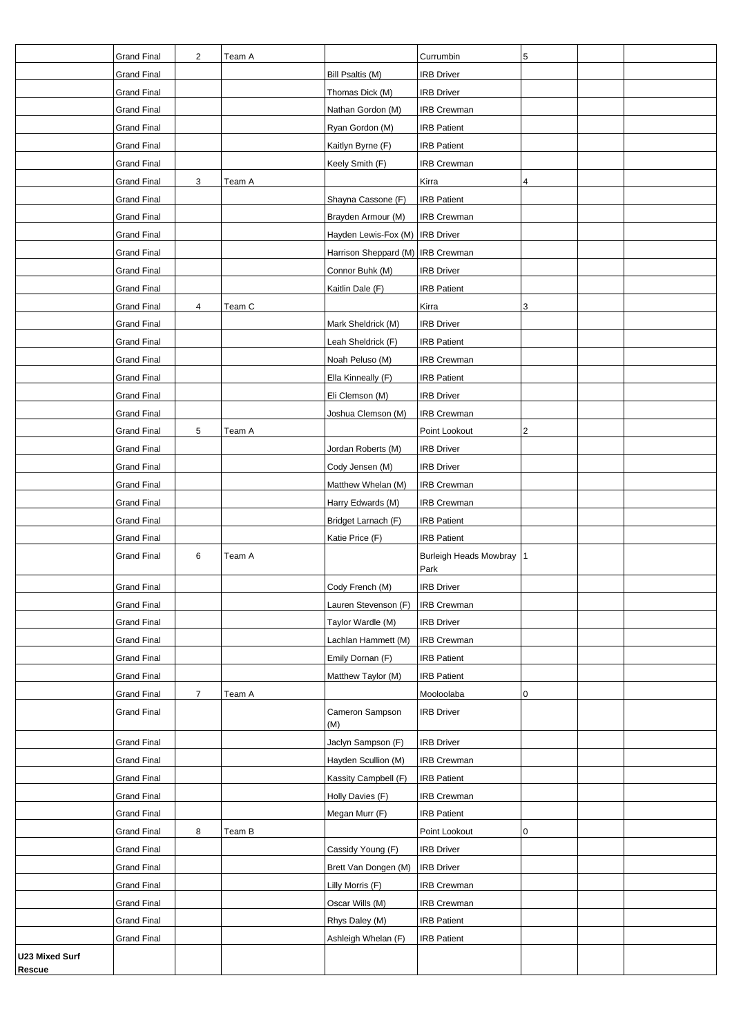|  | Grand Final | 2 | Team A |  | Currumbin | 5 |  |  |
|---|---|---|---|---|---|---|---|---|
|  | Grand Final |  |  | Bill Psaltis (M) | IRB Driver |  |  |  |
|  | Grand Final |  |  | Thomas Dick (M) | IRB Driver |  |  |  |
|  | Grand Final |  |  | Nathan Gordon (M) | IRB Crewman |  |  |  |
|  | Grand Final |  |  | Ryan Gordon (M) | IRB Patient |  |  |  |
|  | Grand Final |  |  | Kaitlyn Byrne (F) | IRB Patient |  |  |  |
|  | Grand Final |  |  | Keely Smith (F) | IRB Crewman |  |  |  |
|  | Grand Final | 3 | Team A |  | Kirra | 4 |  |  |
|  | Grand Final |  |  | Shayna Cassone (F) | IRB Patient |  |  |  |
|  | Grand Final |  |  | Brayden Armour (M) | IRB Crewman |  |  |  |
|  | Grand Final |  |  | Hayden Lewis-Fox (M) | IRB Driver |  |  |  |
|  | Grand Final |  |  | Harrison Sheppard (M) | IRB Crewman |  |  |  |
|  | Grand Final |  |  | Connor Buhk (M) | IRB Driver |  |  |  |
|  | Grand Final |  |  | Kaitlin Dale (F) | IRB Patient |  |  |  |
|  | Grand Final | 4 | Team C |  | Kirra | 3 |  |  |
|  | Grand Final |  |  | Mark Sheldrick (M) | IRB Driver |  |  |  |
|  | Grand Final |  |  | Leah Sheldrick (F) | IRB Patient |  |  |  |
|  | Grand Final |  |  | Noah Peluso (M) | IRB Crewman |  |  |  |
|  | Grand Final |  |  | Ella Kinneally (F) | IRB Patient |  |  |  |
|  | Grand Final |  |  | Eli Clemson (M) | IRB Driver |  |  |  |
|  | Grand Final |  |  | Joshua Clemson (M) | IRB Crewman |  |  |  |
|  | Grand Final | 5 | Team A |  | Point Lookout | 2 |  |  |
|  | Grand Final |  |  | Jordan Roberts (M) | IRB Driver |  |  |  |
|  | Grand Final |  |  | Cody Jensen (M) | IRB Driver |  |  |  |
|  | Grand Final |  |  | Matthew Whelan (M) | IRB Crewman |  |  |  |
|  | Grand Final |  |  | Harry Edwards (M) | IRB Crewman |  |  |  |
|  | Grand Final |  |  | Bridget Larnach (F) | IRB Patient |  |  |  |
|  | Grand Final |  |  | Katie Price (F) | IRB Patient |  |  |  |
|  | Grand Final | 6 | Team A |  | Burleigh Heads Mowbray Park | 1 |  |  |
|  | Grand Final |  |  | Cody French (M) | IRB Driver |  |  |  |
|  | Grand Final |  |  | Lauren Stevenson (F) | IRB Crewman |  |  |  |
|  | Grand Final |  |  | Taylor Wardle (M) | IRB Driver |  |  |  |
|  | Grand Final |  |  | Lachlan Hammett (M) | IRB Crewman |  |  |  |
|  | Grand Final |  |  | Emily Dornan (F) | IRB Patient |  |  |  |
|  | Grand Final |  |  | Matthew Taylor (M) | IRB Patient |  |  |  |
|  | Grand Final | 7 | Team A |  | Mooloolaba | 0 |  |  |
|  | Grand Final |  |  | Cameron Sampson (M) | IRB Driver |  |  |  |
|  | Grand Final |  |  | Jaclyn Sampson (F) | IRB Driver |  |  |  |
|  | Grand Final |  |  | Hayden Scullion (M) | IRB Crewman |  |  |  |
|  | Grand Final |  |  | Kassity Campbell (F) | IRB Patient |  |  |  |
|  | Grand Final |  |  | Holly Davies (F) | IRB Crewman |  |  |  |
|  | Grand Final |  |  | Megan Murr (F) | IRB Patient |  |  |  |
|  | Grand Final | 8 | Team B |  | Point Lookout | 0 |  |  |
|  | Grand Final |  |  | Cassidy Young (F) | IRB Driver |  |  |  |
|  | Grand Final |  |  | Brett Van Dongen (M) | IRB Driver |  |  |  |
|  | Grand Final |  |  | Lilly Morris (F) | IRB Crewman |  |  |  |
|  | Grand Final |  |  | Oscar Wills (M) | IRB Crewman |  |  |  |
|  | Grand Final |  |  | Rhys Daley (M) | IRB Patient |  |  |  |
|  | Grand Final |  |  | Ashleigh Whelan (F) | IRB Patient |  |  |  |
| **U23 Mixed Surf Rescue** |  |  |  |  |  |  |  |  |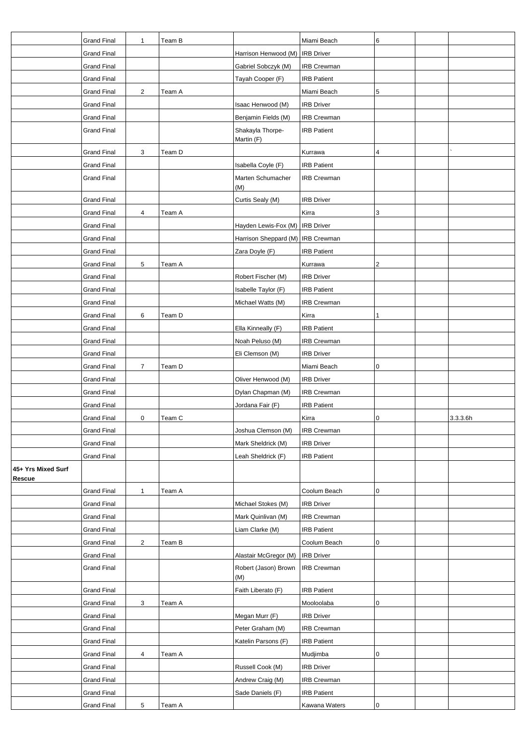| | | | | | | | | |
|---|---|---|---|---|---|---|---|---|
| | Grand Final | 1 | Team B | | Miami Beach | 6 | | |
| | Grand Final | | | Harrison Henwood (M) | IRB Driver | | | |
| | Grand Final | | | Gabriel Sobczyk (M) | IRB Crewman | | | |
| | Grand Final | | | Tayah Cooper (F) | IRB Patient | | | |
| | Grand Final | 2 | Team A | | Miami Beach | 5 | | |
| | Grand Final | | | Isaac Henwood (M) | IRB Driver | | | |
| | Grand Final | | | Benjamin Fields (M) | IRB Crewman | | | |
| | Grand Final | | | Shakayla Thorpe-Martin (F) | IRB Patient | | | |
| | Grand Final | 3 | Team D | | Kurrawa | 4 | | ` |
| | Grand Final | | | Isabella Coyle (F) | IRB Patient | | | |
| | Grand Final | | | Marten Schumacher (M) | IRB Crewman | | | |
| | Grand Final | | | Curtis Sealy (M) | IRB Driver | | | |
| | Grand Final | 4 | Team A | | Kirra | 3 | | |
| | Grand Final | | | Hayden Lewis-Fox (M) | IRB Driver | | | |
| | Grand Final | | | Harrison Sheppard (M) | IRB Crewman | | | |
| | Grand Final | | | Zara Doyle (F) | IRB Patient | | | |
| | Grand Final | 5 | Team A | | Kurrawa | 2 | | |
| | Grand Final | | | Robert Fischer (M) | IRB Driver | | | |
| | Grand Final | | | Isabelle Taylor (F) | IRB Patient | | | |
| | Grand Final | | | Michael Watts (M) | IRB Crewman | | | |
| | Grand Final | 6 | Team D | | Kirra | 1 | | |
| | Grand Final | | | Ella Kinneally (F) | IRB Patient | | | |
| | Grand Final | | | Noah Peluso (M) | IRB Crewman | | | |
| | Grand Final | | | Eli Clemson (M) | IRB Driver | | | |
| | Grand Final | 7 | Team D | | Miami Beach | 0 | | |
| | Grand Final | | | Oliver Henwood (M) | IRB Driver | | | |
| | Grand Final | | | Dylan Chapman (M) | IRB Crewman | | | |
| | Grand Final | | | Jordana Fair (F) | IRB Patient | | | |
| | Grand Final | 0 | Team C | | Kirra | 0 | | 3.3.3.6h |
| | Grand Final | | | Joshua Clemson (M) | IRB Crewman | | | |
| | Grand Final | | | Mark Sheldrick (M) | IRB Driver | | | |
| | Grand Final | | | Leah Sheldrick (F) | IRB Patient | | | |
| **45+ Yrs Mixed Surf Rescue** | | | | | | | | |
| | Grand Final | 1 | Team A | | Coolum Beach | 0 | | |
| | Grand Final | | | Michael Stokes (M) | IRB Driver | | | |
| | Grand Final | | | Mark Quinlivan (M) | IRB Crewman | | | |
| | Grand Final | | | Liam Clarke (M) | IRB Patient | | | |
| | Grand Final | 2 | Team B | | Coolum Beach | 0 | | |
| | Grand Final | | | Alastair McGregor (M) | IRB Driver | | | |
| | Grand Final | | | Robert (Jason) Brown (M) | IRB Crewman | | | |
| | Grand Final | | | Faith Liberato (F) | IRB Patient | | | |
| | Grand Final | 3 | Team A | | Mooloolaba | 0 | | |
| | Grand Final | | | Megan Murr (F) | IRB Driver | | | |
| | Grand Final | | | Peter Graham (M) | IRB Crewman | | | |
| | Grand Final | | | Katelin Parsons (F) | IRB Patient | | | |
| | Grand Final | 4 | Team A | | Mudjimba | 0 | | |
| | Grand Final | | | Russell Cook (M) | IRB Driver | | | |
| | Grand Final | | | Andrew Craig (M) | IRB Crewman | | | |
| | Grand Final | | | Sade Daniels (F) | IRB Patient | | | |
| | Grand Final | 5 | Team A | | Kawana Waters | 0 | | |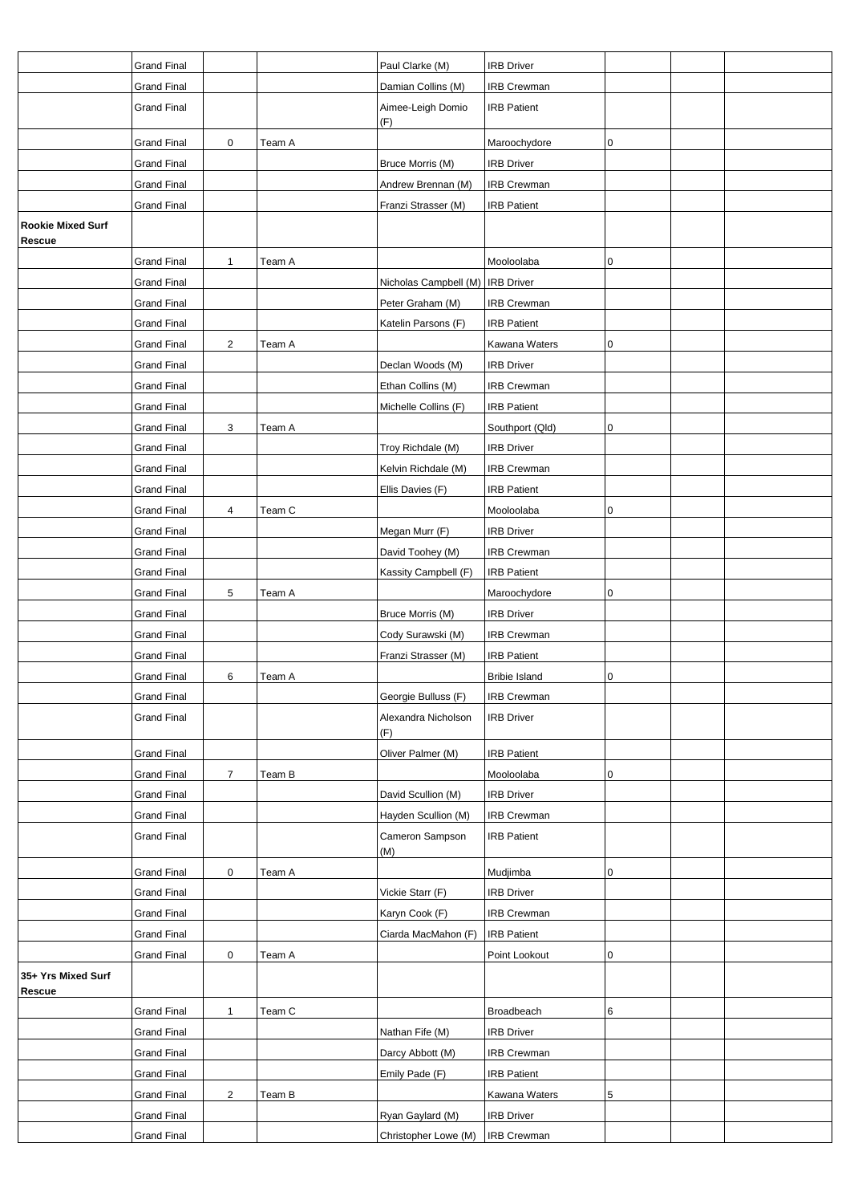| | | | | | | | | |
|---|---|---|---|---|---|---|---|---|
| | Grand Final | | | Paul Clarke (M) | IRB Driver | | | |
| | Grand Final | | | Damian Collins (M) | IRB Crewman | | | |
| | Grand Final | | | Aimee-Leigh Domio (F) | IRB Patient | | | |
| | Grand Final | 0 | Team A | | Maroochydore | 0 | | |
| | Grand Final | | | Bruce Morris (M) | IRB Driver | | | |
| | Grand Final | | | Andrew Brennan (M) | IRB Crewman | | | |
| | Grand Final | | | Franzi Strasser (M) | IRB Patient | | | |
| **Rookie Mixed Surf Rescue** | | | | | | | | |
| | Grand Final | 1 | Team A | | Mooloolaba | 0 | | |
| | Grand Final | | | Nicholas Campbell (M) | IRB Driver | | | |
| | Grand Final | | | Peter Graham (M) | IRB Crewman | | | |
| | Grand Final | | | Katelin Parsons (F) | IRB Patient | | | |
| | Grand Final | 2 | Team A | | Kawana Waters | 0 | | |
| | Grand Final | | | Declan Woods (M) | IRB Driver | | | |
| | Grand Final | | | Ethan Collins (M) | IRB Crewman | | | |
| | Grand Final | | | Michelle Collins (F) | IRB Patient | | | |
| | Grand Final | 3 | Team A | | Southport (Qld) | 0 | | |
| | Grand Final | | | Troy Richdale (M) | IRB Driver | | | |
| | Grand Final | | | Kelvin Richdale (M) | IRB Crewman | | | |
| | Grand Final | | | Ellis Davies (F) | IRB Patient | | | |
| | Grand Final | 4 | Team C | | Mooloolaba | 0 | | |
| | Grand Final | | | Megan Murr (F) | IRB Driver | | | |
| | Grand Final | | | David Toohey (M) | IRB Crewman | | | |
| | Grand Final | | | Kassity Campbell (F) | IRB Patient | | | |
| | Grand Final | 5 | Team A | | Maroochydore | 0 | | |
| | Grand Final | | | Bruce Morris (M) | IRB Driver | | | |
| | Grand Final | | | Cody Surawski (M) | IRB Crewman | | | |
| | Grand Final | | | Franzi Strasser (M) | IRB Patient | | | |
| | Grand Final | 6 | Team A | | Bribie Island | 0 | | |
| | Grand Final | | | Georgie Bulluss (F) | IRB Crewman | | | |
| | Grand Final | | | Alexandra Nicholson (F) | IRB Driver | | | |
| | Grand Final | | | Oliver Palmer (M) | IRB Patient | | | |
| | Grand Final | 7 | Team B | | Mooloolaba | 0 | | |
| | Grand Final | | | David Scullion (M) | IRB Driver | | | |
| | Grand Final | | | Hayden Scullion (M) | IRB Crewman | | | |
| | Grand Final | | | Cameron Sampson (M) | IRB Patient | | | |
| | Grand Final | 0 | Team A | | Mudjimba | 0 | | |
| | Grand Final | | | Vickie Starr (F) | IRB Driver | | | |
| | Grand Final | | | Karyn Cook (F) | IRB Crewman | | | |
| | Grand Final | | | Ciarda MacMahon (F) | IRB Patient | | | |
| | Grand Final | 0 | Team A | | Point Lookout | 0 | | |
| **35+ Yrs Mixed Surf Rescue** | | | | | | | | |
| | Grand Final | 1 | Team C | | Broadbeach | 6 | | |
| | Grand Final | | | Nathan Fife (M) | IRB Driver | | | |
| | Grand Final | | | Darcy Abbott (M) | IRB Crewman | | | |
| | Grand Final | | | Emily Pade (F) | IRB Patient | | | |
| | Grand Final | 2 | Team B | | Kawana Waters | 5 | | |
| | Grand Final | | | Ryan Gaylard (M) | IRB Driver | | | |
| | Grand Final | | | Christopher Lowe (M) | IRB Crewman | | | |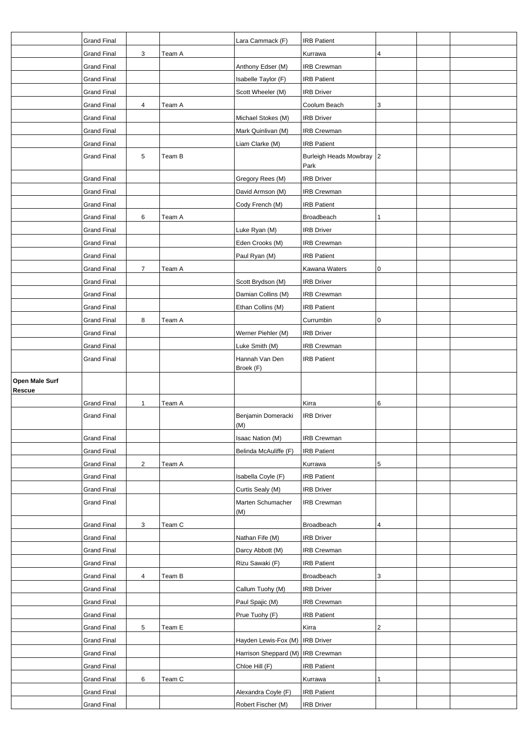| | | | | | | | | |
|---|---|---|---|---|---|---|---|---|
| | Grand Final | | | Lara Cammack (F) | IRB Patient | | | |
| | Grand Final | 3 | Team A | | Kurrawa | 4 | | |
| | Grand Final | | | Anthony Edser (M) | IRB Crewman | | | |
| | Grand Final | | | Isabelle Taylor (F) | IRB Patient | | | |
| | Grand Final | | | Scott Wheeler (M) | IRB Driver | | | |
| | Grand Final | 4 | Team A | | Coolum Beach | 3 | | |
| | Grand Final | | | Michael Stokes (M) | IRB Driver | | | |
| | Grand Final | | | Mark Quinlivan (M) | IRB Crewman | | | |
| | Grand Final | | | Liam Clarke (M) | IRB Patient | | | |
| | Grand Final | 5 | Team B | | Burleigh Heads Mowbray Park | 2 | | |
| | Grand Final | | | Gregory Rees (M) | IRB Driver | | | |
| | Grand Final | | | David Armson (M) | IRB Crewman | | | |
| | Grand Final | | | Cody French (M) | IRB Patient | | | |
| | Grand Final | 6 | Team A | | Broadbeach | 1 | | |
| | Grand Final | | | Luke Ryan (M) | IRB Driver | | | |
| | Grand Final | | | Eden Crooks (M) | IRB Crewman | | | |
| | Grand Final | | | Paul Ryan (M) | IRB Patient | | | |
| | Grand Final | 7 | Team A | | Kawana Waters | 0 | | |
| | Grand Final | | | Scott Brydson (M) | IRB Driver | | | |
| | Grand Final | | | Damian Collins (M) | IRB Crewman | | | |
| | Grand Final | | | Ethan Collins (M) | IRB Patient | | | |
| | Grand Final | 8 | Team A | | Currumbin | 0 | | |
| | Grand Final | | | Werner Piehler (M) | IRB Driver | | | |
| | Grand Final | | | Luke Smith (M) | IRB Crewman | | | |
| | Grand Final | | | Hannah Van Den Broek (F) | IRB Patient | | | |
| **Open Male Surf Rescue** | | | | | | | | |
| | Grand Final | 1 | Team A | | Kirra | 6 | | |
| | Grand Final | | | Benjamin Domeracki (M) | IRB Driver | | | |
| | Grand Final | | | Isaac Nation (M) | IRB Crewman | | | |
| | Grand Final | | | Belinda McAuliffe (F) | IRB Patient | | | |
| | Grand Final | 2 | Team A | | Kurrawa | 5 | | |
| | Grand Final | | | Isabella Coyle (F) | IRB Patient | | | |
| | Grand Final | | | Curtis Sealy (M) | IRB Driver | | | |
| | Grand Final | | | Marten Schumacher (M) | IRB Crewman | | | |
| | Grand Final | 3 | Team C | | Broadbeach | 4 | | |
| | Grand Final | | | Nathan Fife (M) | IRB Driver | | | |
| | Grand Final | | | Darcy Abbott (M) | IRB Crewman | | | |
| | Grand Final | | | Rizu Sawaki (F) | IRB Patient | | | |
| | Grand Final | 4 | Team B | | Broadbeach | 3 | | |
| | Grand Final | | | Callum Tuohy (M) | IRB Driver | | | |
| | Grand Final | | | Paul Spajic (M) | IRB Crewman | | | |
| | Grand Final | | | Prue Tuohy (F) | IRB Patient | | | |
| | Grand Final | 5 | Team E | | Kirra | 2 | | |
| | Grand Final | | | Hayden Lewis-Fox (M) | IRB Driver | | | |
| | Grand Final | | | Harrison Sheppard (M) | IRB Crewman | | | |
| | Grand Final | | | Chloe Hill (F) | IRB Patient | | | |
| | Grand Final | 6 | Team C | | Kurrawa | 1 | | |
| | Grand Final | | | Alexandra Coyle (F) | IRB Patient | | | |
| | Grand Final | | | Robert Fischer (M) | IRB Driver | | | |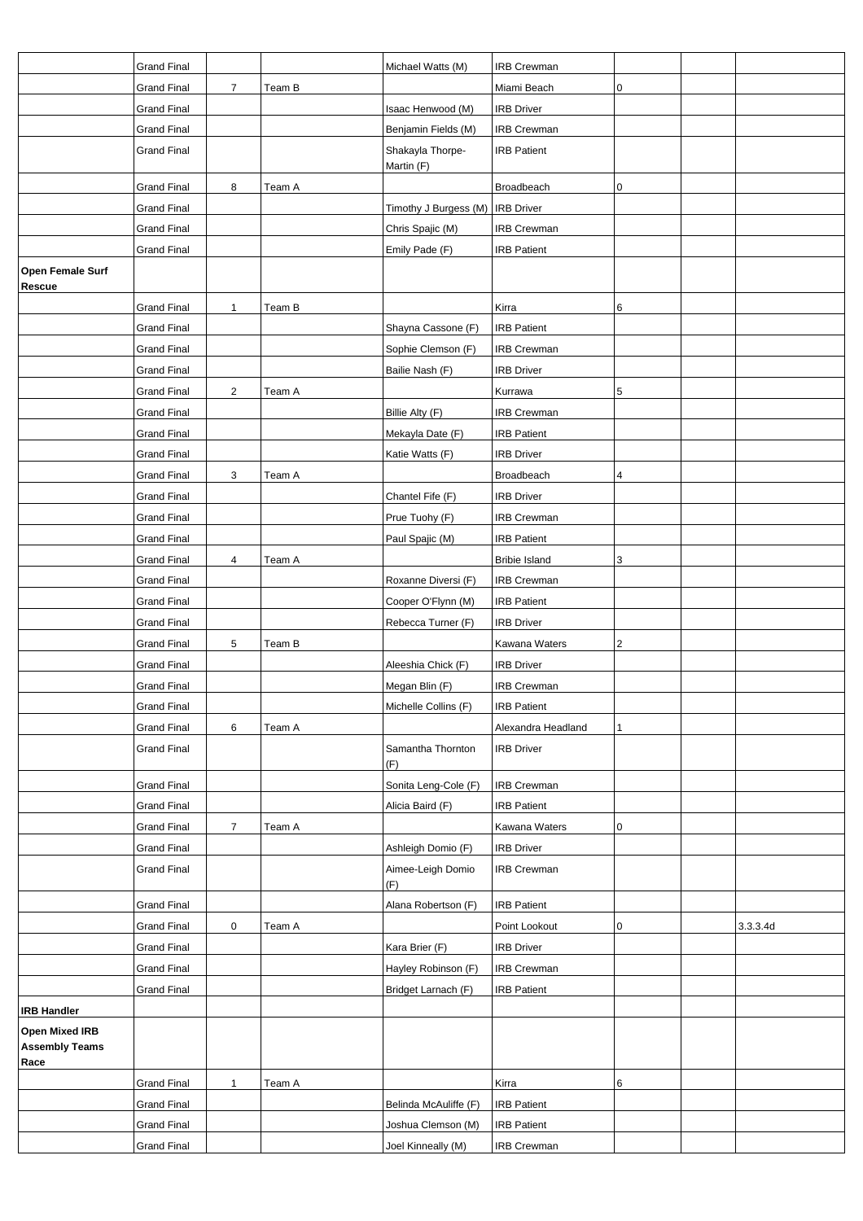| | | | | | | | | |
|---|---|---|---|---|---|---|---|---|
| | Grand Final | | | Michael Watts (M) | IRB Crewman | | | |
| | Grand Final | 7 | Team B | | Miami Beach | 0 | | |
| | Grand Final | | | Isaac Henwood (M) | IRB Driver | | | |
| | Grand Final | | | Benjamin Fields (M) | IRB Crewman | | | |
| | Grand Final | | | Shakayla Thorpe-Martin (F) | IRB Patient | | | |
| | Grand Final | 8 | Team A | | Broadbeach | 0 | | |
| | Grand Final | | | Timothy J Burgess (M) | IRB Driver | | | |
| | Grand Final | | | Chris Spajic (M) | IRB Crewman | | | |
| | Grand Final | | | Emily Pade (F) | IRB Patient | | | |
| **Open Female Surf Rescue** | | | | | | | | |
| | Grand Final | 1 | Team B | | Kirra | 6 | | |
| | Grand Final | | | Shayna Cassone (F) | IRB Patient | | | |
| | Grand Final | | | Sophie Clemson (F) | IRB Crewman | | | |
| | Grand Final | | | Bailie Nash (F) | IRB Driver | | | |
| | Grand Final | 2 | Team A | | Kurrawa | 5 | | |
| | Grand Final | | | Billie Alty (F) | IRB Crewman | | | |
| | Grand Final | | | Mekayla Date (F) | IRB Patient | | | |
| | Grand Final | | | Katie Watts (F) | IRB Driver | | | |
| | Grand Final | 3 | Team A | | Broadbeach | 4 | | |
| | Grand Final | | | Chantel Fife (F) | IRB Driver | | | |
| | Grand Final | | | Prue Tuohy (F) | IRB Crewman | | | |
| | Grand Final | | | Paul Spajic (M) | IRB Patient | | | |
| | Grand Final | 4 | Team A | | Bribie Island | 3 | | |
| | Grand Final | | | Roxanne Diversi (F) | IRB Crewman | | | |
| | Grand Final | | | Cooper O'Flynn (M) | IRB Patient | | | |
| | Grand Final | | | Rebecca Turner (F) | IRB Driver | | | |
| | Grand Final | 5 | Team B | | Kawana Waters | 2 | | |
| | Grand Final | | | Aleeshia Chick (F) | IRB Driver | | | |
| | Grand Final | | | Megan Blin (F) | IRB Crewman | | | |
| | Grand Final | | | Michelle Collins (F) | IRB Patient | | | |
| | Grand Final | 6 | Team A | | Alexandra Headland | 1 | | |
| | Grand Final | | | Samantha Thornton (F) | IRB Driver | | | |
| | Grand Final | | | Sonita Leng-Cole (F) | IRB Crewman | | | |
| | Grand Final | | | Alicia Baird (F) | IRB Patient | | | |
| | Grand Final | 7 | Team A | | Kawana Waters | 0 | | |
| | Grand Final | | | Ashleigh Domio (F) | IRB Driver | | | |
| | Grand Final | | | Aimee-Leigh Domio (F) | IRB Crewman | | | |
| | Grand Final | | | Alana Robertson (F) | IRB Patient | | | |
| | Grand Final | 0 | Team A | | Point Lookout | 0 | | 3.3.3.4d |
| | Grand Final | | | Kara Brier (F) | IRB Driver | | | |
| | Grand Final | | | Hayley Robinson (F) | IRB Crewman | | | |
| | Grand Final | | | Bridget Larnach (F) | IRB Patient | | | |
| **IRB Handler** | | | | | | | | |
| **Open Mixed IRB Assembly Teams Race** | | | | | | | | |
| | Grand Final | 1 | Team A | | Kirra | 6 | | |
| | Grand Final | | | Belinda McAuliffe (F) | IRB Patient | | | |
| | Grand Final | | | Joshua Clemson (M) | IRB Patient | | | |
| | Grand Final | | | Joel Kinneally (M) | IRB Crewman | | | |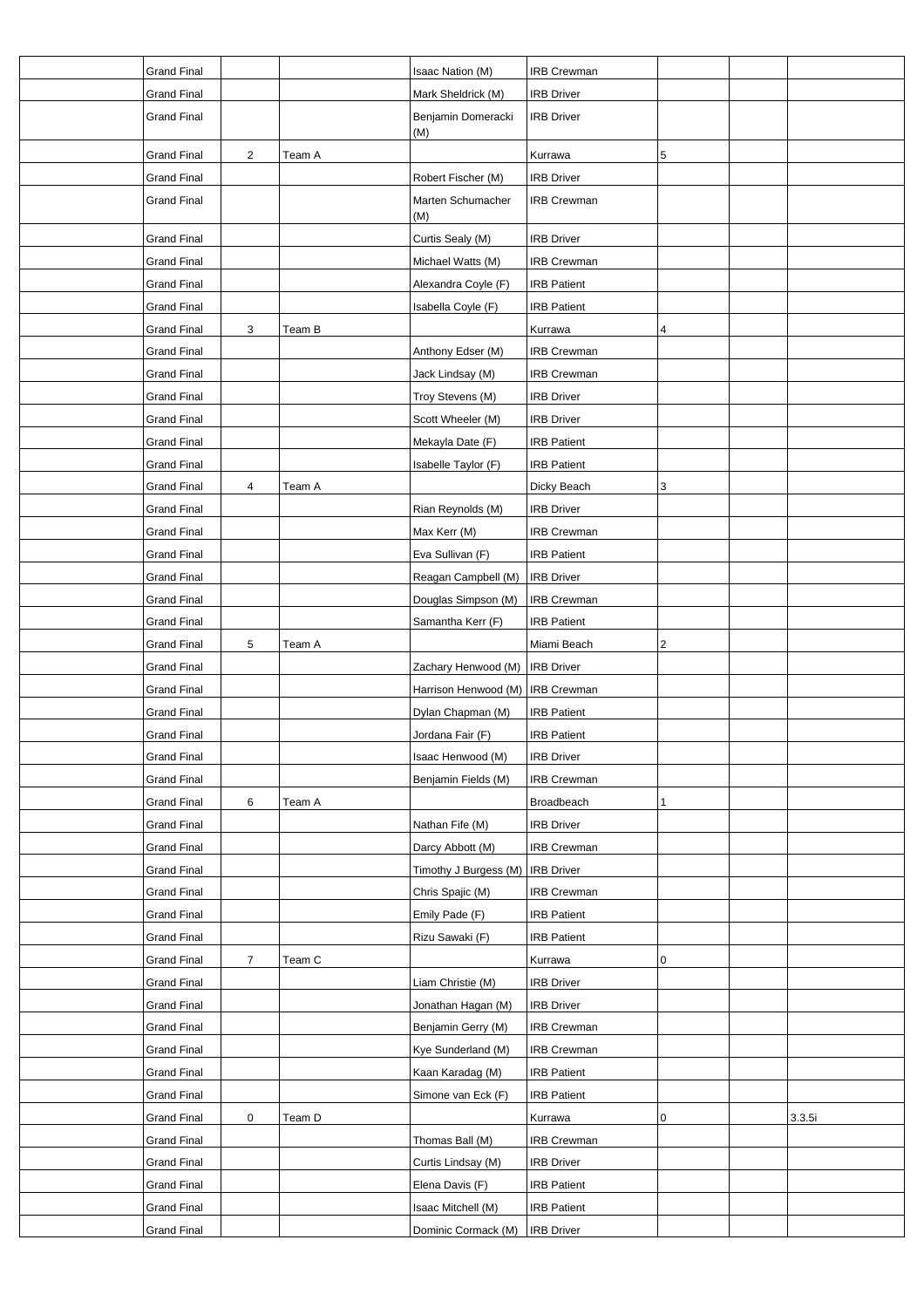|  |  |  |  |  |  |  |  |  |
|---|---|---|---|---|---|---|---|---|
|  | Grand Final |  |  | Isaac Nation (M) | IRB Crewman |  |  |  |
|  | Grand Final |  |  | Mark Sheldrick (M) | IRB Driver |  |  |  |
|  | Grand Final |  |  | Benjamin Domeracki (M) | IRB Driver |  |  |  |
|  | Grand Final | 2 | Team A |  | Kurrawa | 5 |  |  |
|  | Grand Final |  |  | Robert Fischer (M) | IRB Driver |  |  |  |
|  | Grand Final |  |  | Marten Schumacher (M) | IRB Crewman |  |  |  |
|  | Grand Final |  |  | Curtis Sealy (M) | IRB Driver |  |  |  |
|  | Grand Final |  |  | Michael Watts (M) | IRB Crewman |  |  |  |
|  | Grand Final |  |  | Alexandra Coyle (F) | IRB Patient |  |  |  |
|  | Grand Final |  |  | Isabella Coyle (F) | IRB Patient |  |  |  |
|  | Grand Final | 3 | Team B |  | Kurrawa | 4 |  |  |
|  | Grand Final |  |  | Anthony Edser (M) | IRB Crewman |  |  |  |
|  | Grand Final |  |  | Jack Lindsay (M) | IRB Crewman |  |  |  |
|  | Grand Final |  |  | Troy Stevens (M) | IRB Driver |  |  |  |
|  | Grand Final |  |  | Scott Wheeler (M) | IRB Driver |  |  |  |
|  | Grand Final |  |  | Mekayla Date (F) | IRB Patient |  |  |  |
|  | Grand Final |  |  | Isabelle Taylor (F) | IRB Patient |  |  |  |
|  | Grand Final | 4 | Team A |  | Dicky Beach | 3 |  |  |
|  | Grand Final |  |  | Rian Reynolds (M) | IRB Driver |  |  |  |
|  | Grand Final |  |  | Max Kerr (M) | IRB Crewman |  |  |  |
|  | Grand Final |  |  | Eva Sullivan (F) | IRB Patient |  |  |  |
|  | Grand Final |  |  | Reagan Campbell (M) | IRB Driver |  |  |  |
|  | Grand Final |  |  | Douglas Simpson (M) | IRB Crewman |  |  |  |
|  | Grand Final |  |  | Samantha Kerr (F) | IRB Patient |  |  |  |
|  | Grand Final | 5 | Team A |  | Miami Beach | 2 |  |  |
|  | Grand Final |  |  | Zachary Henwood (M) | IRB Driver |  |  |  |
|  | Grand Final |  |  | Harrison Henwood (M) | IRB Crewman |  |  |  |
|  | Grand Final |  |  | Dylan Chapman (M) | IRB Patient |  |  |  |
|  | Grand Final |  |  | Jordana Fair (F) | IRB Patient |  |  |  |
|  | Grand Final |  |  | Isaac Henwood (M) | IRB Driver |  |  |  |
|  | Grand Final |  |  | Benjamin Fields (M) | IRB Crewman |  |  |  |
|  | Grand Final | 6 | Team A |  | Broadbeach | 1 |  |  |
|  | Grand Final |  |  | Nathan Fife (M) | IRB Driver |  |  |  |
|  | Grand Final |  |  | Darcy Abbott (M) | IRB Crewman |  |  |  |
|  | Grand Final |  |  | Timothy J Burgess (M) | IRB Driver |  |  |  |
|  | Grand Final |  |  | Chris Spajic (M) | IRB Crewman |  |  |  |
|  | Grand Final |  |  | Emily Pade (F) | IRB Patient |  |  |  |
|  | Grand Final |  |  | Rizu Sawaki (F) | IRB Patient |  |  |  |
|  | Grand Final | 7 | Team C |  | Kurrawa | 0 |  |  |
|  | Grand Final |  |  | Liam Christie (M) | IRB Driver |  |  |  |
|  | Grand Final |  |  | Jonathan Hagan (M) | IRB Driver |  |  |  |
|  | Grand Final |  |  | Benjamin Gerry (M) | IRB Crewman |  |  |  |
|  | Grand Final |  |  | Kye Sunderland (M) | IRB Crewman |  |  |  |
|  | Grand Final |  |  | Kaan Karadag (M) | IRB Patient |  |  |  |
|  | Grand Final |  |  | Simone van Eck (F) | IRB Patient |  |  |  |
|  | Grand Final | 0 | Team D |  | Kurrawa | 0 |  | 3.3.5i |
|  | Grand Final |  |  | Thomas Ball (M) | IRB Crewman |  |  |  |
|  | Grand Final |  |  | Curtis Lindsay (M) | IRB Driver |  |  |  |
|  | Grand Final |  |  | Elena Davis (F) | IRB Patient |  |  |  |
|  | Grand Final |  |  | Isaac Mitchell (M) | IRB Patient |  |  |  |
|  | Grand Final |  |  | Dominic Cormack (M) | IRB Driver |  |  |  |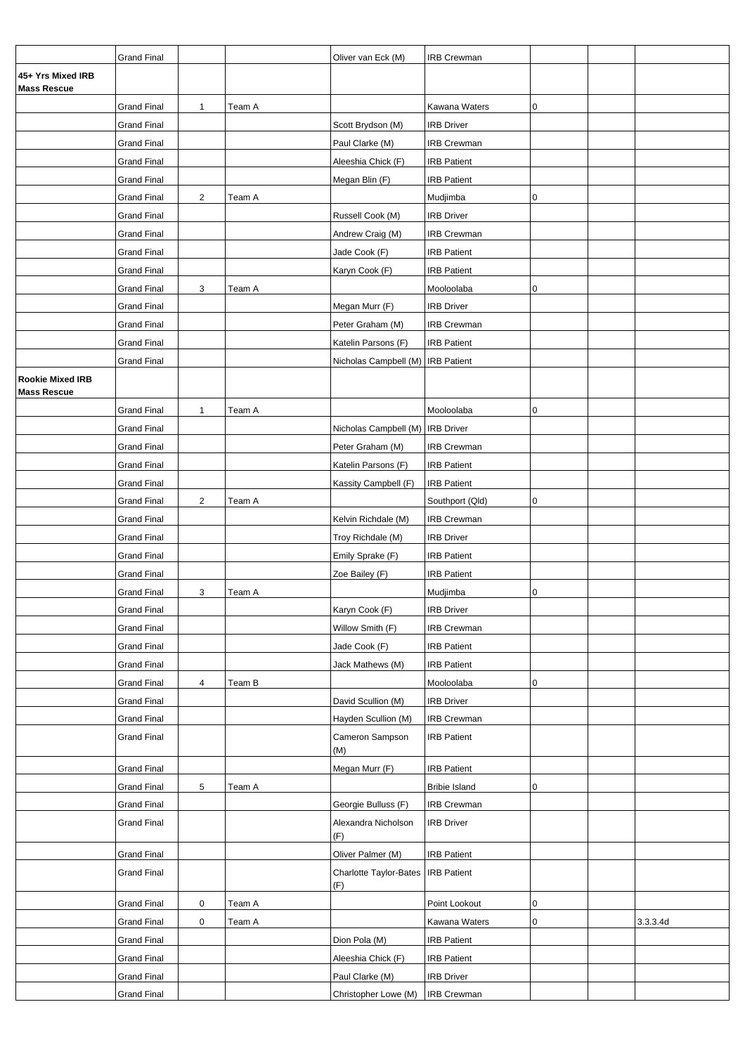| | | | | | | | | |
|---|---|---|---|---|---|---|---|---|
| | Grand Final | | | Oliver van Eck (M) | IRB Crewman | | | |
| **45+ Yrs Mixed IRB Mass Rescue** | | | | | | | | |
| | Grand Final | 1 | Team A | | Kawana Waters | 0 | | |
| | Grand Final | | | Scott Brydson (M) | IRB Driver | | | |
| | Grand Final | | | Paul Clarke (M) | IRB Crewman | | | |
| | Grand Final | | | Aleeshia Chick (F) | IRB Patient | | | |
| | Grand Final | | | Megan Blin (F) | IRB Patient | | | |
| | Grand Final | 2 | Team A | | Mudjimba | 0 | | |
| | Grand Final | | | Russell Cook (M) | IRB Driver | | | |
| | Grand Final | | | Andrew Craig (M) | IRB Crewman | | | |
| | Grand Final | | | Jade Cook (F) | IRB Patient | | | |
| | Grand Final | | | Karyn Cook (F) | IRB Patient | | | |
| | Grand Final | 3 | Team A | | Mooloolaba | 0 | | |
| | Grand Final | | | Megan Murr (F) | IRB Driver | | | |
| | Grand Final | | | Peter Graham (M) | IRB Crewman | | | |
| | Grand Final | | | Katelin Parsons (F) | IRB Patient | | | |
| | Grand Final | | | Nicholas Campbell (M) | IRB Patient | | | |
| **Rookie Mixed IRB Mass Rescue** | | | | | | | | |
| | Grand Final | 1 | Team A | | Mooloolaba | 0 | | |
| | Grand Final | | | Nicholas Campbell (M) | IRB Driver | | | |
| | Grand Final | | | Peter Graham (M) | IRB Crewman | | | |
| | Grand Final | | | Katelin Parsons (F) | IRB Patient | | | |
| | Grand Final | | | Kassity Campbell (F) | IRB Patient | | | |
| | Grand Final | 2 | Team A | | Southport (Qld) | 0 | | |
| | Grand Final | | | Kelvin Richdale (M) | IRB Crewman | | | |
| | Grand Final | | | Troy Richdale (M) | IRB Driver | | | |
| | Grand Final | | | Emily Sprake (F) | IRB Patient | | | |
| | Grand Final | | | Zoe Bailey (F) | IRB Patient | | | |
| | Grand Final | 3 | Team A | | Mudjimba | 0 | | |
| | Grand Final | | | Karyn Cook (F) | IRB Driver | | | |
| | Grand Final | | | Willow Smith (F) | IRB Crewman | | | |
| | Grand Final | | | Jade Cook (F) | IRB Patient | | | |
| | Grand Final | | | Jack Mathews (M) | IRB Patient | | | |
| | Grand Final | 4 | Team B | | Mooloolaba | 0 | | |
| | Grand Final | | | David Scullion (M) | IRB Driver | | | |
| | Grand Final | | | Hayden Scullion (M) | IRB Crewman | | | |
| | Grand Final | | | Cameron Sampson (M) | IRB Patient | | | |
| | Grand Final | | | Megan Murr (F) | IRB Patient | | | |
| | Grand Final | 5 | Team A | | Bribie Island | 0 | | |
| | Grand Final | | | Georgie Bulluss (F) | IRB Crewman | | | |
| | Grand Final | | | Alexandra Nicholson (F) | IRB Driver | | | |
| | Grand Final | | | Oliver Palmer (M) | IRB Patient | | | |
| | Grand Final | | | Charlotte Taylor-Bates (F) | IRB Patient | | | |
| | Grand Final | 0 | Team A | | Point Lookout | 0 | | |
| | Grand Final | 0 | Team A | | Kawana Waters | 0 | | 3.3.3.4d |
| | Grand Final | | | Dion Pola (M) | IRB Patient | | | |
| | Grand Final | | | Aleeshia Chick (F) | IRB Patient | | | |
| | Grand Final | | | Paul Clarke (M) | IRB Driver | | | |
| | Grand Final | | | Christopher Lowe (M) | IRB Crewman | | | |